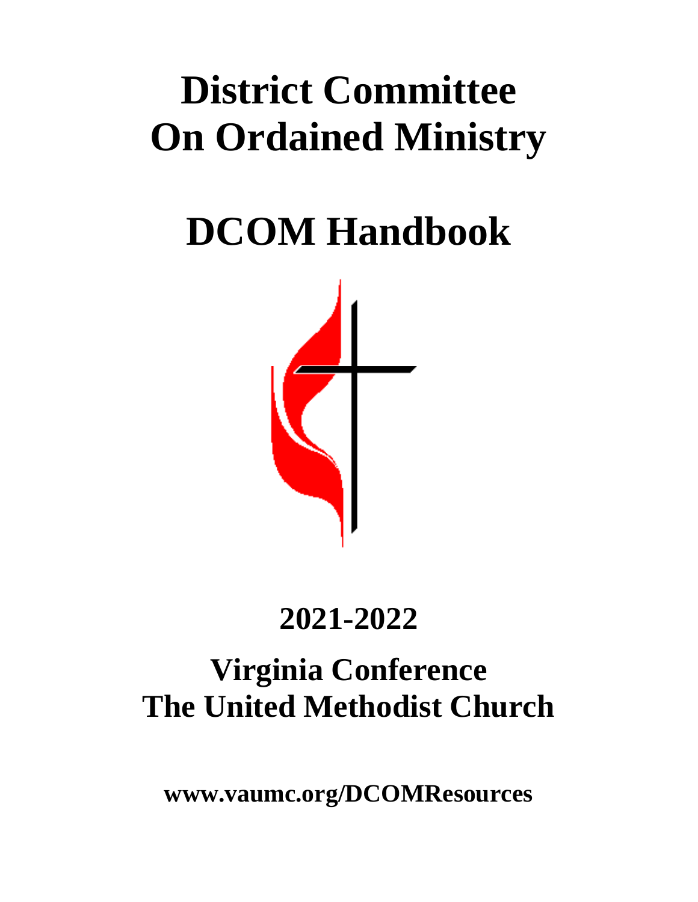# District Committee On Ordained Ministry

# DCOM Handbook

## 2021-2022

## Virginia Conference
## The United Methodist Church

**www.vaumc.org/DCOMResources**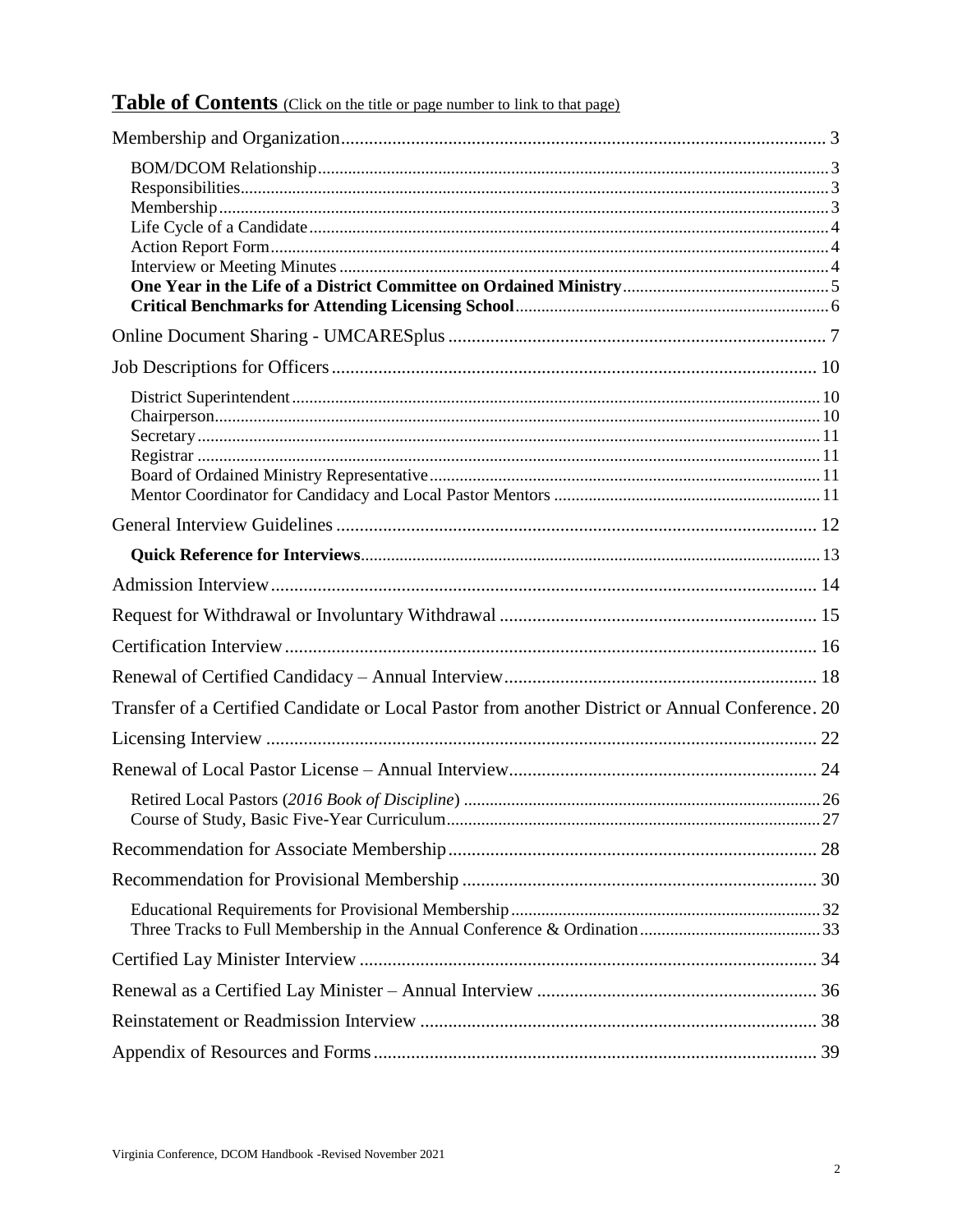# Table of Contents (Click on the title or page number to link to that page)

Membership and Organization ........ 3

- BOM/DCOM Relationship ........ 3
- Responsibilities ........ 3
- Membership ........ 3
- Life Cycle of a Candidate ........ 4
- Action Report Form ........ 4
- Interview or Meeting Minutes ........ 4
- **One Year in the Life of a District Committee on Ordained Ministry** ........ 5
- **Critical Benchmarks for Attending Licensing School** ........ 6

Online Document Sharing - UMCARESplus ........ 7

Job Descriptions for Officers ........ 10

- District Superintendent ........ 10
- Chairperson ........ 10
- Secretary ........ 11
- Registrar ........ 11
- Board of Ordained Ministry Representative ........ 11
- Mentor Coordinator for Candidacy and Local Pastor Mentors ........ 11

General Interview Guidelines ........ 12

- **Quick Reference for Interviews** ........ 13

Admission Interview ........ 14

Request for Withdrawal or Involuntary Withdrawal ........ 15

Certification Interview ........ 16

Renewal of Certified Candidacy – Annual Interview ........ 18

Transfer of a Certified Candidate or Local Pastor from another District or Annual Conference ........ 20

Licensing Interview ........ 22

Renewal of Local Pastor License – Annual Interview ........ 24

- Retired Local Pastors (*2016 Book of Discipline*) ........ 26
- Course of Study, Basic Five-Year Curriculum ........ 27

Recommendation for Associate Membership ........ 28

Recommendation for Provisional Membership ........ 30

- Educational Requirements for Provisional Membership ........ 32
- Three Tracks to Full Membership in the Annual Conference & Ordination ........ 33

Certified Lay Minister Interview ........ 34

Renewal as a Certified Lay Minister – Annual Interview ........ 36

Reinstatement or Readmission Interview ........ 38

Appendix of Resources and Forms ........ 39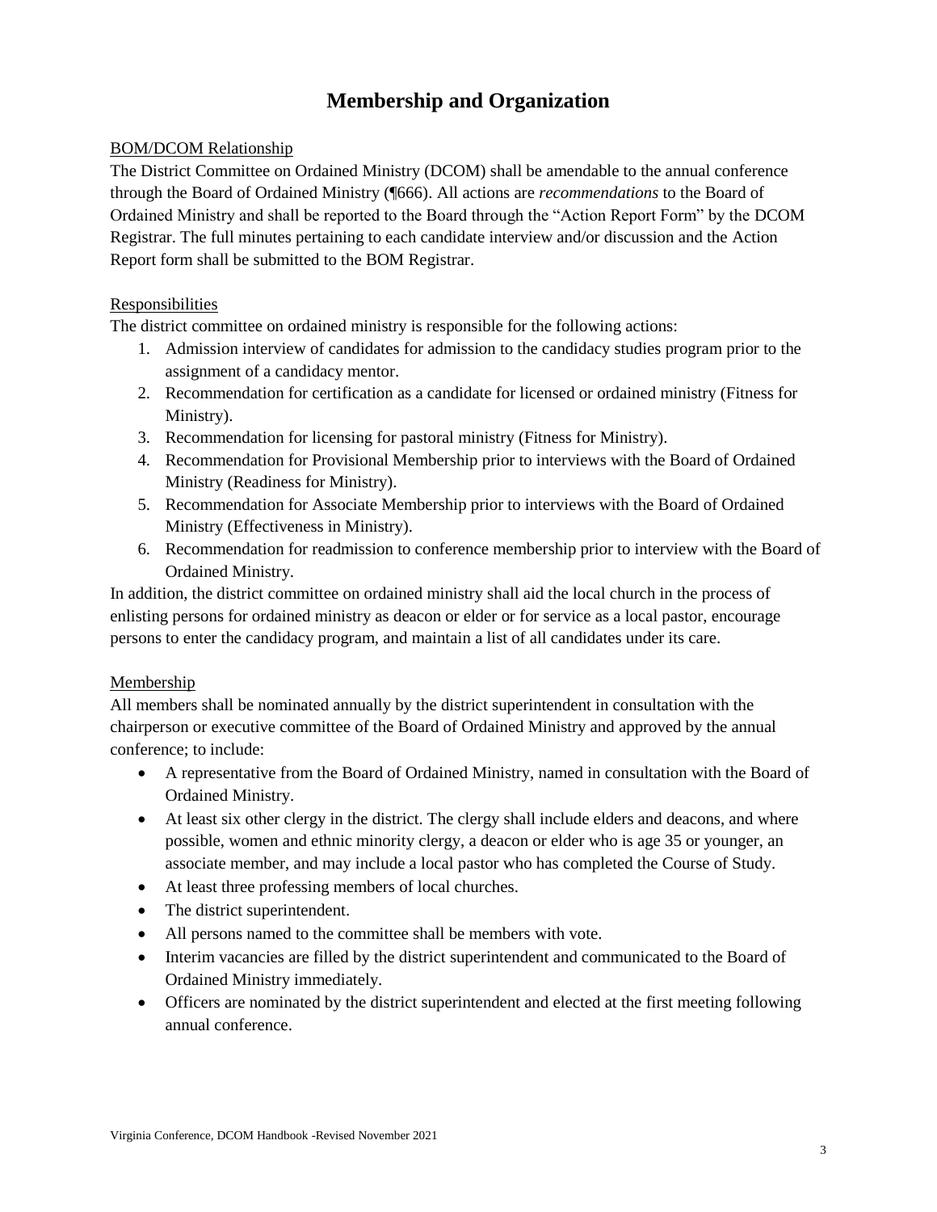# Membership and Organization

<u>BOM/DCOM Relationship</u>

The District Committee on Ordained Ministry (DCOM) shall be amendable to the annual conference through the Board of Ordained Ministry (¶666). All actions are *recommendations* to the Board of Ordained Ministry and shall be reported to the Board through the "Action Report Form" by the DCOM Registrar. The full minutes pertaining to each candidate interview and/or discussion and the Action Report form shall be submitted to the BOM Registrar.

<u>Responsibilities</u>

The district committee on ordained ministry is responsible for the following actions:

1. Admission interview of candidates for admission to the candidacy studies program prior to the assignment of a candidacy mentor.
2. Recommendation for certification as a candidate for licensed or ordained ministry (Fitness for Ministry).
3. Recommendation for licensing for pastoral ministry (Fitness for Ministry).
4. Recommendation for Provisional Membership prior to interviews with the Board of Ordained Ministry (Readiness for Ministry).
5. Recommendation for Associate Membership prior to interviews with the Board of Ordained Ministry (Effectiveness in Ministry).
6. Recommendation for readmission to conference membership prior to interview with the Board of Ordained Ministry.

In addition, the district committee on ordained ministry shall aid the local church in the process of enlisting persons for ordained ministry as deacon or elder or for service as a local pastor, encourage persons to enter the candidacy program, and maintain a list of all candidates under its care.

<u>Membership</u>

All members shall be nominated annually by the district superintendent in consultation with the chairperson or executive committee of the Board of Ordained Ministry and approved by the annual conference; to include:

- A representative from the Board of Ordained Ministry, named in consultation with the Board of Ordained Ministry.
- At least six other clergy in the district. The clergy shall include elders and deacons, and where possible, women and ethnic minority clergy, a deacon or elder who is age 35 or younger, an associate member, and may include a local pastor who has completed the Course of Study.
- At least three professing members of local churches.
- The district superintendent.
- All persons named to the committee shall be members with vote.
- Interim vacancies are filled by the district superintendent and communicated to the Board of Ordained Ministry immediately.
- Officers are nominated by the district superintendent and elected at the first meeting following annual conference.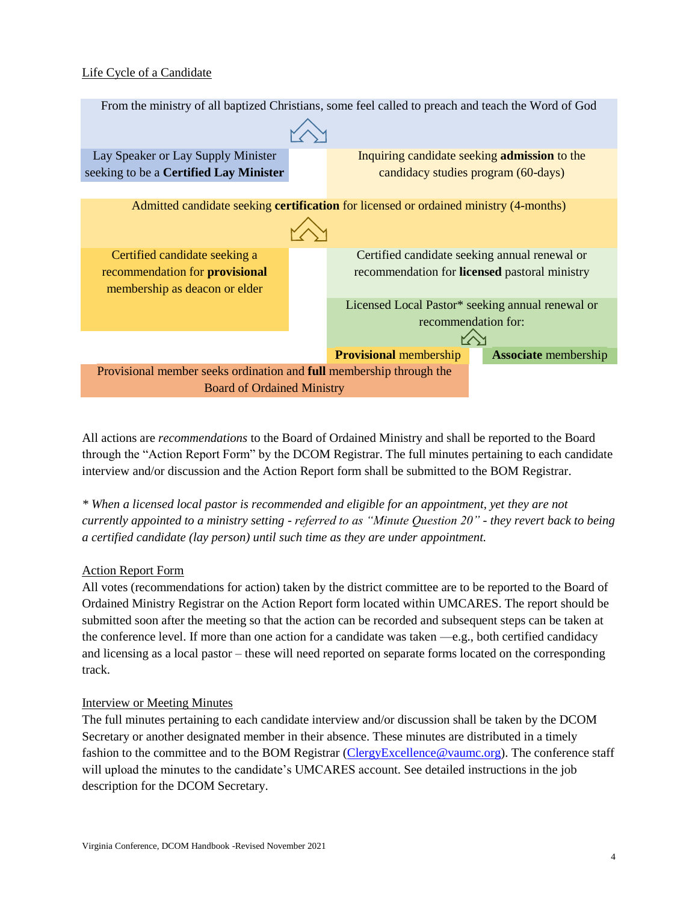Life Cycle of a Candidate

From the ministry of all baptized Christians, some feel called to preach and teach the Word of God

Lay Speaker or Lay Supply Minister seeking to be a **Certified Lay Minister**

Inquiring candidate seeking **admission** to the candidacy studies program (60-days)

Admitted candidate seeking **certification** for licensed or ordained ministry (4-months)

Certified candidate seeking a recommendation for **provisional** membership as deacon or elder

Certified candidate seeking annual renewal or recommendation for **licensed** pastoral ministry

Licensed Local Pastor* seeking annual renewal or recommendation for:

**Provisional** membership

**Associate** membership

Provisional member seeks ordination and **full** membership through the Board of Ordained Ministry

All actions are *recommendations* to the Board of Ordained Ministry and shall be reported to the Board through the "Action Report Form" by the DCOM Registrar. The full minutes pertaining to each candidate interview and/or discussion and the Action Report form shall be submitted to the BOM Registrar.

*\* When a licensed local pastor is recommended and eligible for an appointment, yet they are not currently appointed to a ministry setting - referred to as "Minute Question 20" - they revert back to being a certified candidate (lay person) until such time as they are under appointment.*

Action Report Form

All votes (recommendations for action) taken by the district committee are to be reported to the Board of Ordained Ministry Registrar on the Action Report form located within UMCARES. The report should be submitted soon after the meeting so that the action can be recorded and subsequent steps can be taken at the conference level. If more than one action for a candidate was taken —e.g., both certified candidacy and licensing as a local pastor – these will need reported on separate forms located on the corresponding track.

Interview or Meeting Minutes

The full minutes pertaining to each candidate interview and/or discussion shall be taken by the DCOM Secretary or another designated member in their absence. These minutes are distributed in a timely fashion to the committee and to the BOM Registrar (ClergyExcellence@vaumc.org). The conference staff will upload the minutes to the candidate's UMCARES account. See detailed instructions in the job description for the DCOM Secretary.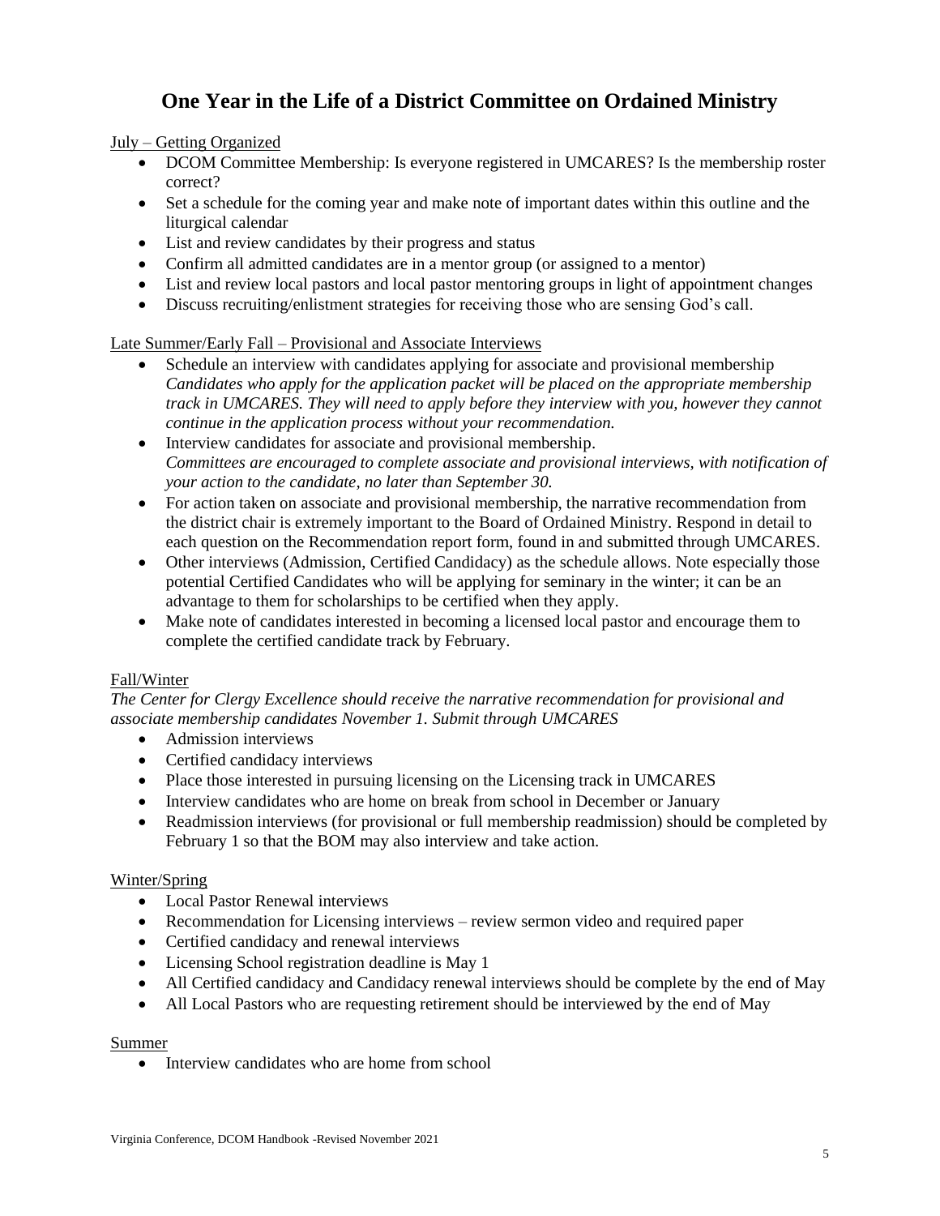# One Year in the Life of a District Committee on Ordained Ministry

July – Getting Organized

- DCOM Committee Membership: Is everyone registered in UMCARES? Is the membership roster correct?
- Set a schedule for the coming year and make note of important dates within this outline and the liturgical calendar
- List and review candidates by their progress and status
- Confirm all admitted candidates are in a mentor group (or assigned to a mentor)
- List and review local pastors and local pastor mentoring groups in light of appointment changes
- Discuss recruiting/enlistment strategies for receiving those who are sensing God's call.

Late Summer/Early Fall – Provisional and Associate Interviews

- Schedule an interview with candidates applying for associate and provisional membership
  *Candidates who apply for the application packet will be placed on the appropriate membership track in UMCARES. They will need to apply before they interview with you, however they cannot continue in the application process without your recommendation.*
- Interview candidates for associate and provisional membership.
  *Committees are encouraged to complete associate and provisional interviews, with notification of your action to the candidate, no later than September 30.*
- For action taken on associate and provisional membership, the narrative recommendation from the district chair is extremely important to the Board of Ordained Ministry. Respond in detail to each question on the Recommendation report form, found in and submitted through UMCARES.
- Other interviews (Admission, Certified Candidacy) as the schedule allows. Note especially those potential Certified Candidates who will be applying for seminary in the winter; it can be an advantage to them for scholarships to be certified when they apply.
- Make note of candidates interested in becoming a licensed local pastor and encourage them to complete the certified candidate track by February.

Fall/Winter

*The Center for Clergy Excellence should receive the narrative recommendation for provisional and associate membership candidates November 1. Submit through UMCARES*

- Admission interviews
- Certified candidacy interviews
- Place those interested in pursuing licensing on the Licensing track in UMCARES
- Interview candidates who are home on break from school in December or January
- Readmission interviews (for provisional or full membership readmission) should be completed by February 1 so that the BOM may also interview and take action.

Winter/Spring

- Local Pastor Renewal interviews
- Recommendation for Licensing interviews – review sermon video and required paper
- Certified candidacy and renewal interviews
- Licensing School registration deadline is May 1
- All Certified candidacy and Candidacy renewal interviews should be complete by the end of May
- All Local Pastors who are requesting retirement should be interviewed by the end of May

Summer

- Interview candidates who are home from school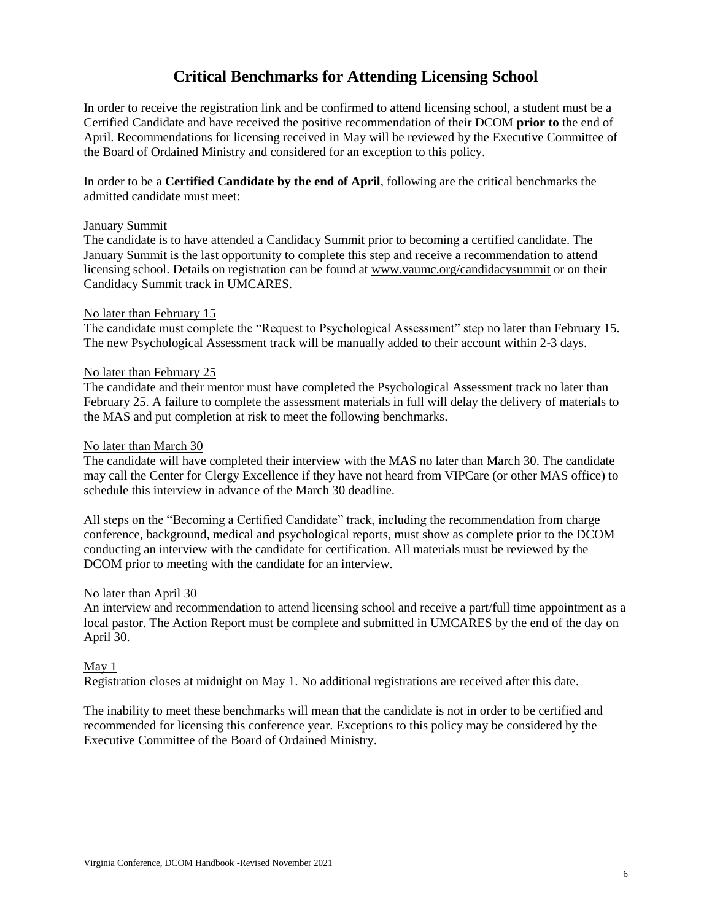# Critical Benchmarks for Attending Licensing School

In order to receive the registration link and be confirmed to attend licensing school, a student must be a Certified Candidate and have received the positive recommendation of their DCOM **prior to** the end of April. Recommendations for licensing received in May will be reviewed by the Executive Committee of the Board of Ordained Ministry and considered for an exception to this policy.

In order to be a **Certified Candidate by the end of April**, following are the critical benchmarks the admitted candidate must meet:

<u>January Summit</u>
The candidate is to have attended a Candidacy Summit prior to becoming a certified candidate. The January Summit is the last opportunity to complete this step and receive a recommendation to attend licensing school. Details on registration can be found at www.vaumc.org/candidacysummit or on their Candidacy Summit track in UMCARES.

<u>No later than February 15</u>
The candidate must complete the "Request to Psychological Assessment" step no later than February 15. The new Psychological Assessment track will be manually added to their account within 2-3 days.

<u>No later than February 25</u>
The candidate and their mentor must have completed the Psychological Assessment track no later than February 25. A failure to complete the assessment materials in full will delay the delivery of materials to the MAS and put completion at risk to meet the following benchmarks.

<u>No later than March 30</u>
The candidate will have completed their interview with the MAS no later than March 30. The candidate may call the Center for Clergy Excellence if they have not heard from VIPCare (or other MAS office) to schedule this interview in advance of the March 30 deadline.

All steps on the "Becoming a Certified Candidate" track, including the recommendation from charge conference, background, medical and psychological reports, must show as complete prior to the DCOM conducting an interview with the candidate for certification. All materials must be reviewed by the DCOM prior to meeting with the candidate for an interview.

<u>No later than April 30</u>
An interview and recommendation to attend licensing school and receive a part/full time appointment as a local pastor. The Action Report must be complete and submitted in UMCARES by the end of the day on April 30.

<u>May 1</u>
Registration closes at midnight on May 1. No additional registrations are received after this date.

The inability to meet these benchmarks will mean that the candidate is not in order to be certified and recommended for licensing this conference year. Exceptions to this policy may be considered by the Executive Committee of the Board of Ordained Ministry.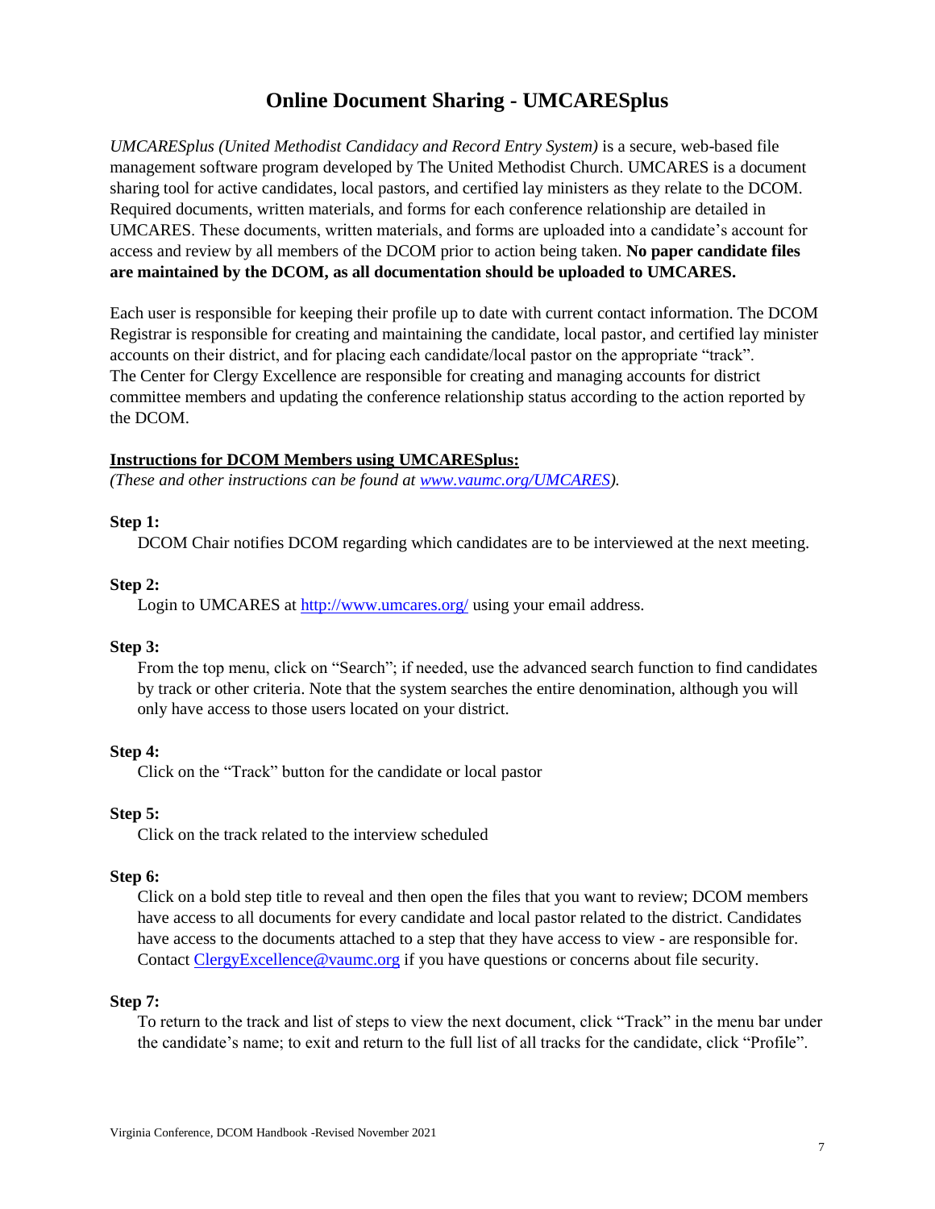# Online Document Sharing - UMCARESplus

*UMCARESplus (United Methodist Candidacy and Record Entry System)* is a secure, web-based file management software program developed by The United Methodist Church. UMCARES is a document sharing tool for active candidates, local pastors, and certified lay ministers as they relate to the DCOM. Required documents, written materials, and forms for each conference relationship are detailed in UMCARES. These documents, written materials, and forms are uploaded into a candidate's account for access and review by all members of the DCOM prior to action being taken. **No paper candidate files are maintained by the DCOM, as all documentation should be uploaded to UMCARES.**

Each user is responsible for keeping their profile up to date with current contact information. The DCOM Registrar is responsible for creating and maintaining the candidate, local pastor, and certified lay minister accounts on their district, and for placing each candidate/local pastor on the appropriate "track". The Center for Clergy Excellence are responsible for creating and managing accounts for district committee members and updating the conference relationship status according to the action reported by the DCOM.

**Instructions for DCOM Members using UMCARESplus:**

*(These and other instructions can be found at www.vaumc.org/UMCARES).*

**Step 1:**
DCOM Chair notifies DCOM regarding which candidates are to be interviewed at the next meeting.

**Step 2:**
Login to UMCARES at http://www.umcares.org/ using your email address.

**Step 3:**
From the top menu, click on "Search"; if needed, use the advanced search function to find candidates by track or other criteria. Note that the system searches the entire denomination, although you will only have access to those users located on your district.

**Step 4:**
Click on the "Track" button for the candidate or local pastor

**Step 5:**
Click on the track related to the interview scheduled

**Step 6:**
Click on a bold step title to reveal and then open the files that you want to review; DCOM members have access to all documents for every candidate and local pastor related to the district. Candidates have access to the documents attached to a step that they have access to view - are responsible for. Contact ClergyExcellence@vaumc.org if you have questions or concerns about file security.

**Step 7:**
To return to the track and list of steps to view the next document, click "Track" in the menu bar under the candidate's name; to exit and return to the full list of all tracks for the candidate, click "Profile".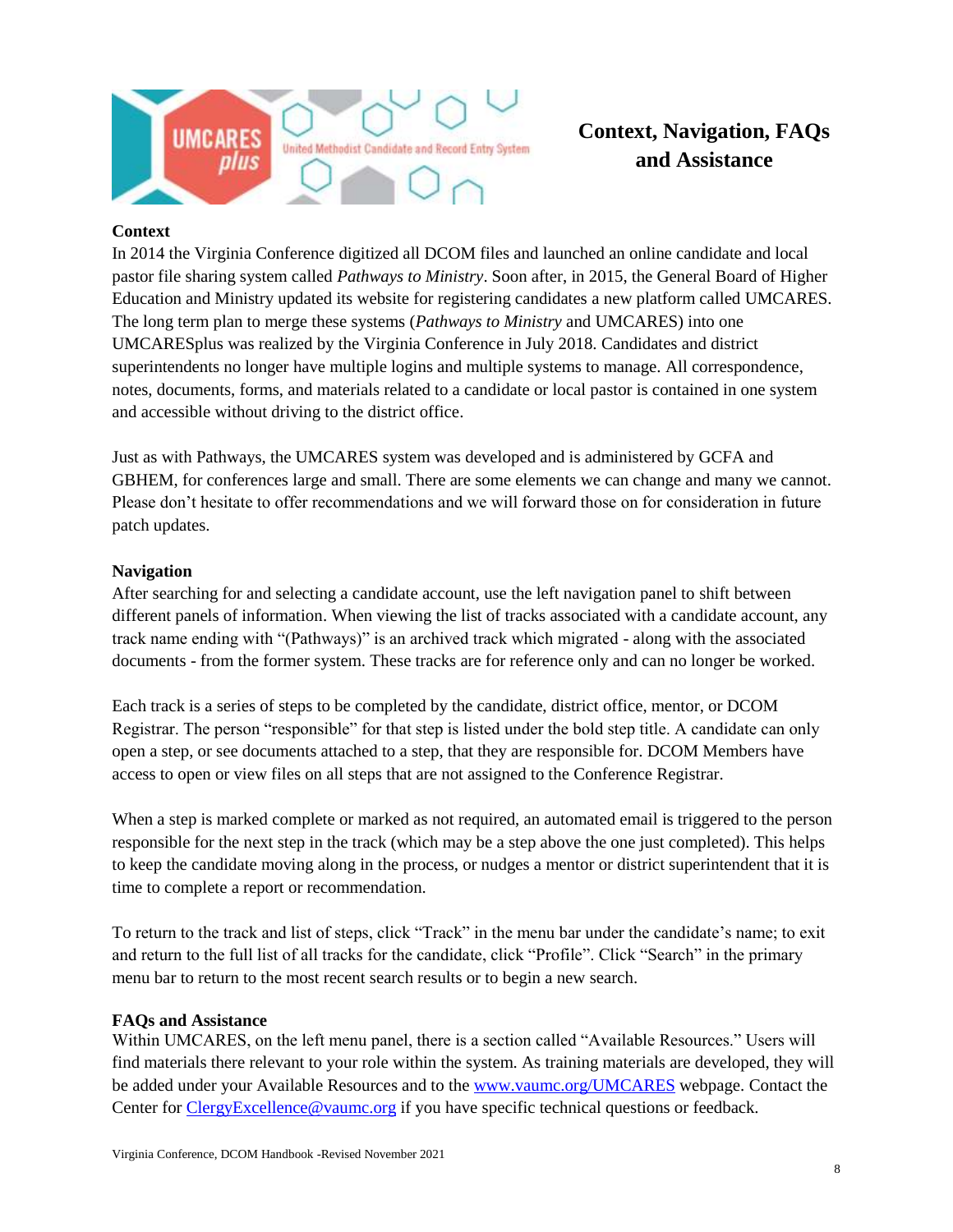# Context, Navigation, FAQs and Assistance

**Context**

In 2014 the Virginia Conference digitized all DCOM files and launched an online candidate and local pastor file sharing system called *Pathways to Ministry*. Soon after, in 2015, the General Board of Higher Education and Ministry updated its website for registering candidates a new platform called UMCARES. The long term plan to merge these systems (*Pathways to Ministry* and UMCARES) into one UMCARESplus was realized by the Virginia Conference in July 2018. Candidates and district superintendents no longer have multiple logins and multiple systems to manage. All correspondence, notes, documents, forms, and materials related to a candidate or local pastor is contained in one system and accessible without driving to the district office.

Just as with Pathways, the UMCARES system was developed and is administered by GCFA and GBHEM, for conferences large and small. There are some elements we can change and many we cannot. Please don't hesitate to offer recommendations and we will forward those on for consideration in future patch updates.

**Navigation**

After searching for and selecting a candidate account, use the left navigation panel to shift between different panels of information. When viewing the list of tracks associated with a candidate account, any track name ending with "(Pathways)" is an archived track which migrated - along with the associated documents - from the former system. These tracks are for reference only and can no longer be worked.

Each track is a series of steps to be completed by the candidate, district office, mentor, or DCOM Registrar. The person "responsible" for that step is listed under the bold step title. A candidate can only open a step, or see documents attached to a step, that they are responsible for. DCOM Members have access to open or view files on all steps that are not assigned to the Conference Registrar.

When a step is marked complete or marked as not required, an automated email is triggered to the person responsible for the next step in the track (which may be a step above the one just completed). This helps to keep the candidate moving along in the process, or nudges a mentor or district superintendent that it is time to complete a report or recommendation.

To return to the track and list of steps, click "Track" in the menu bar under the candidate's name; to exit and return to the full list of all tracks for the candidate, click "Profile". Click "Search" in the primary menu bar to return to the most recent search results or to begin a new search.

**FAQs and Assistance**

Within UMCARES, on the left menu panel, there is a section called "Available Resources." Users will find materials there relevant to your role within the system. As training materials are developed, they will be added under your Available Resources and to the [www.vaumc.org/UMCARES](http://www.vaumc.org/UMCARES) webpage. Contact the Center for [ClergyExcellence@vaumc.org](mailto:ClergyExcellence@vaumc.org) if you have specific technical questions or feedback.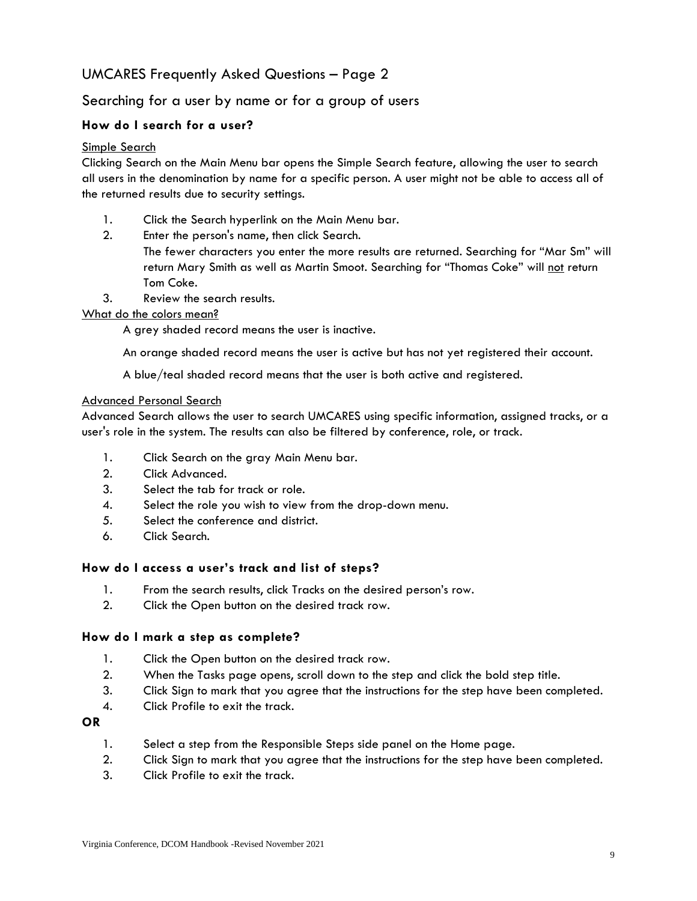## UMCARES Frequently Asked Questions – Page 2

## Searching for a user by name or for a group of users

### How do I search for a user?

Simple Search

Clicking Search on the Main Menu bar opens the Simple Search feature, allowing the user to search all users in the denomination by name for a specific person. A user might not be able to access all of the returned results due to security settings.

1. Click the Search hyperlink on the Main Menu bar.
2. Enter the person's name, then click Search.
   The fewer characters you enter the more results are returned. Searching for "Mar Sm" will return Mary Smith as well as Martin Smoot. Searching for "Thomas Coke" will not return Tom Coke.
3. Review the search results.

What do the colors mean?

A grey shaded record means the user is inactive.

An orange shaded record means the user is active but has not yet registered their account.

A blue/teal shaded record means that the user is both active and registered.

Advanced Personal Search

Advanced Search allows the user to search UMCARES using specific information, assigned tracks, or a user's role in the system. The results can also be filtered by conference, role, or track.

1. Click Search on the gray Main Menu bar.
2. Click Advanced.
3. Select the tab for track or role.
4. Select the role you wish to view from the drop-down menu.
5. Select the conference and district.
6. Click Search.

### How do I access a user's track and list of steps?

1. From the search results, click Tracks on the desired person's row.
2. Click the Open button on the desired track row.

### How do I mark a step as complete?

1. Click the Open button on the desired track row.
2. When the Tasks page opens, scroll down to the step and click the bold step title.
3. Click Sign to mark that you agree that the instructions for the step have been completed.
4. Click Profile to exit the track.

**OR**

1. Select a step from the Responsible Steps side panel on the Home page.
2. Click Sign to mark that you agree that the instructions for the step have been completed.
3. Click Profile to exit the track.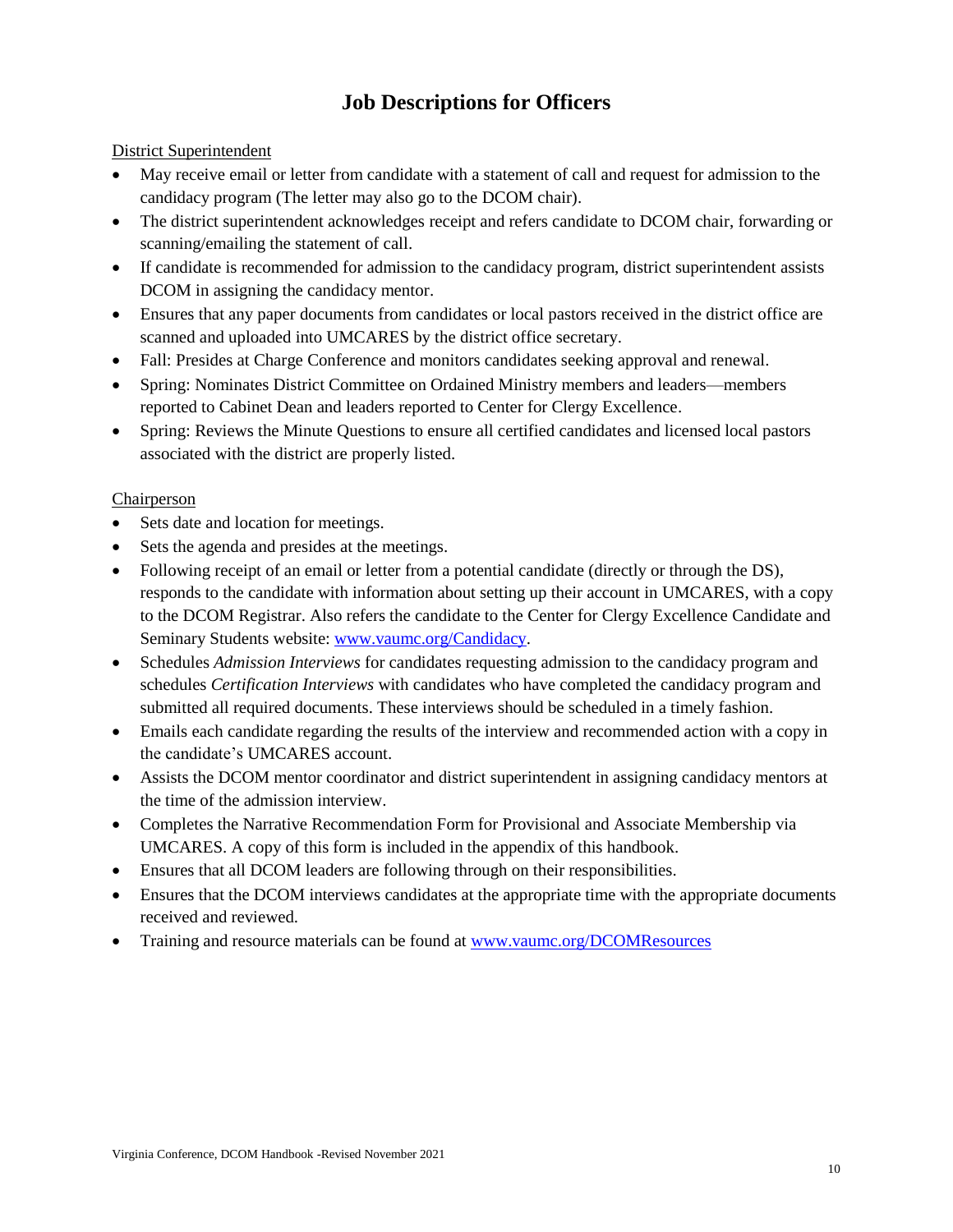# Job Descriptions for Officers

<u>District Superintendent</u>

- May receive email or letter from candidate with a statement of call and request for admission to the candidacy program (The letter may also go to the DCOM chair).
- The district superintendent acknowledges receipt and refers candidate to DCOM chair, forwarding or scanning/emailing the statement of call.
- If candidate is recommended for admission to the candidacy program, district superintendent assists DCOM in assigning the candidacy mentor.
- Ensures that any paper documents from candidates or local pastors received in the district office are scanned and uploaded into UMCARES by the district office secretary.
- Fall: Presides at Charge Conference and monitors candidates seeking approval and renewal.
- Spring: Nominates District Committee on Ordained Ministry members and leaders—members reported to Cabinet Dean and leaders reported to Center for Clergy Excellence.
- Spring: Reviews the Minute Questions to ensure all certified candidates and licensed local pastors associated with the district are properly listed.

<u>Chairperson</u>

- Sets date and location for meetings.
- Sets the agenda and presides at the meetings.
- Following receipt of an email or letter from a potential candidate (directly or through the DS), responds to the candidate with information about setting up their account in UMCARES, with a copy to the DCOM Registrar. Also refers the candidate to the Center for Clergy Excellence Candidate and Seminary Students website: [www.vaumc.org/Candidacy](http://www.vaumc.org/Candidacy).
- Schedules *Admission Interviews* for candidates requesting admission to the candidacy program and schedules *Certification Interviews* with candidates who have completed the candidacy program and submitted all required documents. These interviews should be scheduled in a timely fashion.
- Emails each candidate regarding the results of the interview and recommended action with a copy in the candidate's UMCARES account.
- Assists the DCOM mentor coordinator and district superintendent in assigning candidacy mentors at the time of the admission interview.
- Completes the Narrative Recommendation Form for Provisional and Associate Membership via UMCARES. A copy of this form is included in the appendix of this handbook.
- Ensures that all DCOM leaders are following through on their responsibilities.
- Ensures that the DCOM interviews candidates at the appropriate time with the appropriate documents received and reviewed.
- Training and resource materials can be found at [www.vaumc.org/DCOMResources](http://www.vaumc.org/DCOMResources)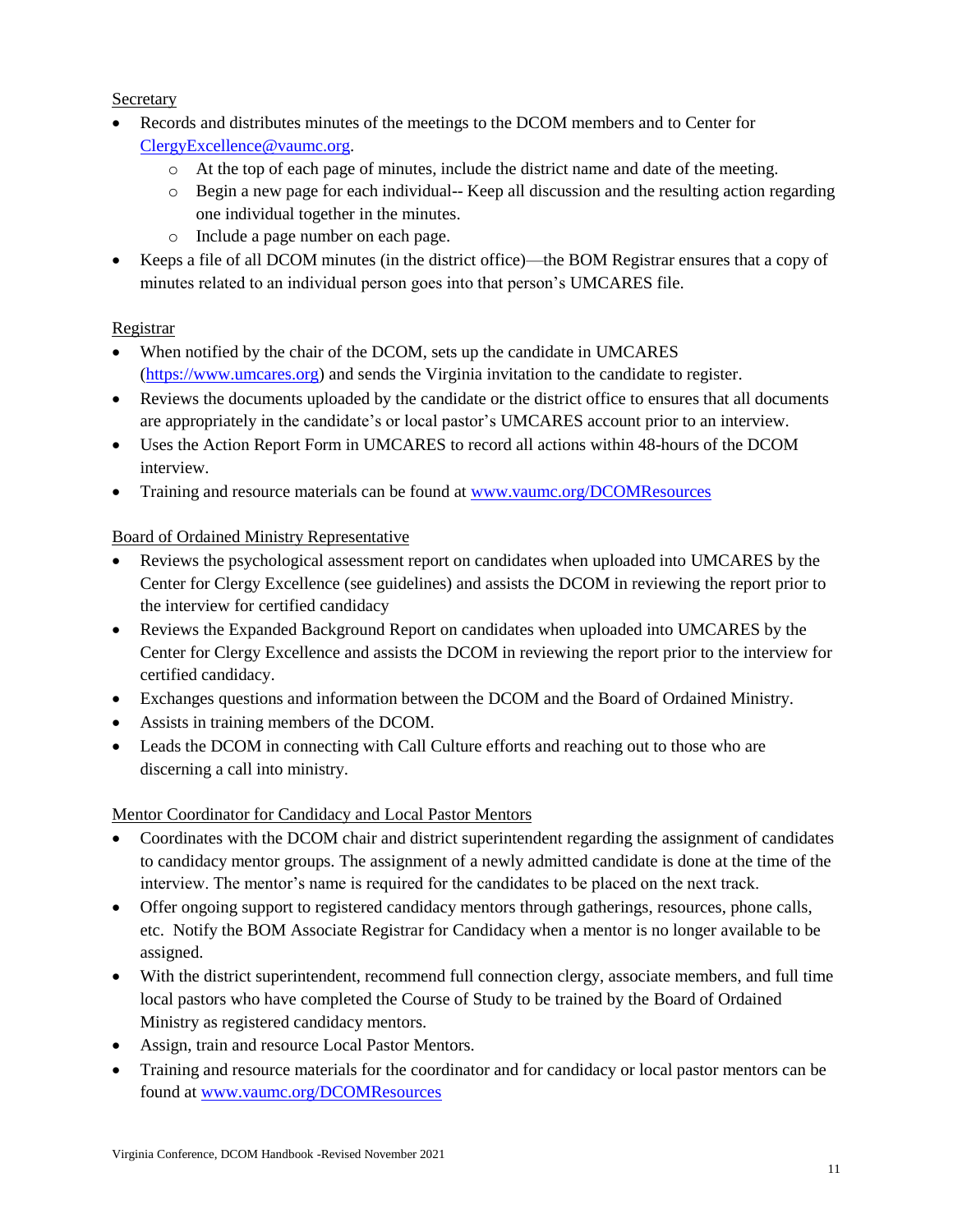Secretary

- Records and distributes minutes of the meetings to the DCOM members and to Center for [ClergyExcellence@vaumc.org](mailto:ClergyExcellence@vaumc.org).
  - At the top of each page of minutes, include the district name and date of the meeting.
  - Begin a new page for each individual-- Keep all discussion and the resulting action regarding one individual together in the minutes.
  - Include a page number on each page.
- Keeps a file of all DCOM minutes (in the district office)—the BOM Registrar ensures that a copy of minutes related to an individual person goes into that person's UMCARES file.

Registrar

- When notified by the chair of the DCOM, sets up the candidate in UMCARES ([https://www.umcares.org](https://www.umcares.org)) and sends the Virginia invitation to the candidate to register.
- Reviews the documents uploaded by the candidate or the district office to ensures that all documents are appropriately in the candidate's or local pastor's UMCARES account prior to an interview.
- Uses the Action Report Form in UMCARES to record all actions within 48-hours of the DCOM interview.
- Training and resource materials can be found at [www.vaumc.org/DCOMResources](http://www.vaumc.org/DCOMResources)

Board of Ordained Ministry Representative

- Reviews the psychological assessment report on candidates when uploaded into UMCARES by the Center for Clergy Excellence (see guidelines) and assists the DCOM in reviewing the report prior to the interview for certified candidacy
- Reviews the Expanded Background Report on candidates when uploaded into UMCARES by the Center for Clergy Excellence and assists the DCOM in reviewing the report prior to the interview for certified candidacy.
- Exchanges questions and information between the DCOM and the Board of Ordained Ministry.
- Assists in training members of the DCOM.
- Leads the DCOM in connecting with Call Culture efforts and reaching out to those who are discerning a call into ministry.

Mentor Coordinator for Candidacy and Local Pastor Mentors

- Coordinates with the DCOM chair and district superintendent regarding the assignment of candidates to candidacy mentor groups. The assignment of a newly admitted candidate is done at the time of the interview. The mentor's name is required for the candidates to be placed on the next track.
- Offer ongoing support to registered candidacy mentors through gatherings, resources, phone calls, etc. Notify the BOM Associate Registrar for Candidacy when a mentor is no longer available to be assigned.
- With the district superintendent, recommend full connection clergy, associate members, and full time local pastors who have completed the Course of Study to be trained by the Board of Ordained Ministry as registered candidacy mentors.
- Assign, train and resource Local Pastor Mentors.
- Training and resource materials for the coordinator and for candidacy or local pastor mentors can be found at [www.vaumc.org/DCOMResources](http://www.vaumc.org/DCOMResources)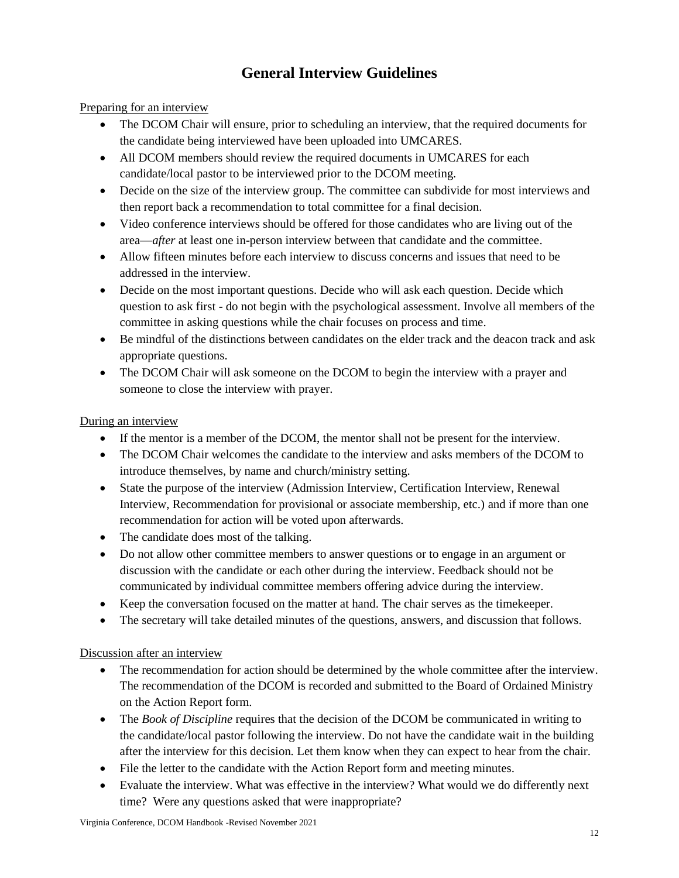# General Interview Guidelines

Preparing for an interview

- The DCOM Chair will ensure, prior to scheduling an interview, that the required documents for the candidate being interviewed have been uploaded into UMCARES.
- All DCOM members should review the required documents in UMCARES for each candidate/local pastor to be interviewed prior to the DCOM meeting.
- Decide on the size of the interview group. The committee can subdivide for most interviews and then report back a recommendation to total committee for a final decision.
- Video conference interviews should be offered for those candidates who are living out of the area—*after* at least one in-person interview between that candidate and the committee.
- Allow fifteen minutes before each interview to discuss concerns and issues that need to be addressed in the interview.
- Decide on the most important questions. Decide who will ask each question. Decide which question to ask first - do not begin with the psychological assessment. Involve all members of the committee in asking questions while the chair focuses on process and time.
- Be mindful of the distinctions between candidates on the elder track and the deacon track and ask appropriate questions.
- The DCOM Chair will ask someone on the DCOM to begin the interview with a prayer and someone to close the interview with prayer.

During an interview

- If the mentor is a member of the DCOM, the mentor shall not be present for the interview.
- The DCOM Chair welcomes the candidate to the interview and asks members of the DCOM to introduce themselves, by name and church/ministry setting.
- State the purpose of the interview (Admission Interview, Certification Interview, Renewal Interview, Recommendation for provisional or associate membership, etc.) and if more than one recommendation for action will be voted upon afterwards.
- The candidate does most of the talking.
- Do not allow other committee members to answer questions or to engage in an argument or discussion with the candidate or each other during the interview. Feedback should not be communicated by individual committee members offering advice during the interview.
- Keep the conversation focused on the matter at hand. The chair serves as the timekeeper.
- The secretary will take detailed minutes of the questions, answers, and discussion that follows.

Discussion after an interview

- The recommendation for action should be determined by the whole committee after the interview. The recommendation of the DCOM is recorded and submitted to the Board of Ordained Ministry on the Action Report form.
- The *Book of Discipline* requires that the decision of the DCOM be communicated in writing to the candidate/local pastor following the interview. Do not have the candidate wait in the building after the interview for this decision. Let them know when they can expect to hear from the chair.
- File the letter to the candidate with the Action Report form and meeting minutes.
- Evaluate the interview. What was effective in the interview? What would we do differently next time? Were any questions asked that were inappropriate?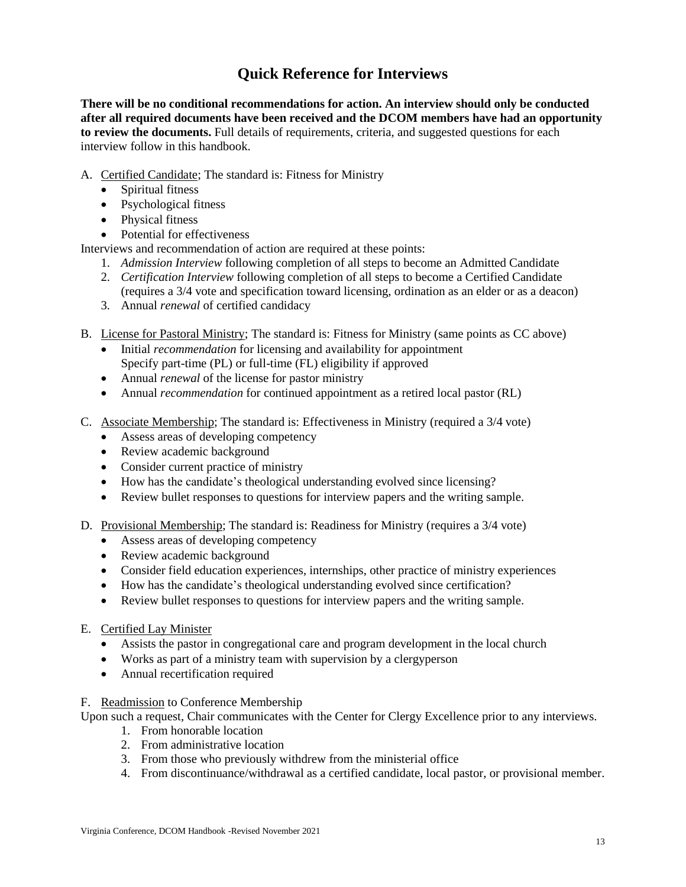# Quick Reference for Interviews

**There will be no conditional recommendations for action. An interview should only be conducted after all required documents have been received and the DCOM members have had an opportunity to review the documents.** Full details of requirements, criteria, and suggested questions for each interview follow in this handbook.

A. <u>Certified Candidate</u>; The standard is: Fitness for Ministry
- Spiritual fitness
- Psychological fitness
- Physical fitness
- Potential for effectiveness

Interviews and recommendation of action are required at these points:

1. *Admission Interview* following completion of all steps to become an Admitted Candidate
2. *Certification Interview* following completion of all steps to become a Certified Candidate (requires a 3/4 vote and specification toward licensing, ordination as an elder or as a deacon)
3. Annual *renewal* of certified candidacy

B. <u>License for Pastoral Ministry</u>; The standard is: Fitness for Ministry (same points as CC above)
- Initial *recommendation* for licensing and availability for appointment
  Specify part-time (PL) or full-time (FL) eligibility if approved
- Annual *renewal* of the license for pastor ministry
- Annual *recommendation* for continued appointment as a retired local pastor (RL)

C. <u>Associate Membership</u>; The standard is: Effectiveness in Ministry (required a 3/4 vote)
- Assess areas of developing competency
- Review academic background
- Consider current practice of ministry
- How has the candidate's theological understanding evolved since licensing?
- Review bullet responses to questions for interview papers and the writing sample.

D. <u>Provisional Membership</u>; The standard is: Readiness for Ministry (requires a 3/4 vote)
- Assess areas of developing competency
- Review academic background
- Consider field education experiences, internships, other practice of ministry experiences
- How has the candidate's theological understanding evolved since certification?
- Review bullet responses to questions for interview papers and the writing sample.

E. <u>Certified Lay Minister</u>
- Assists the pastor in congregational care and program development in the local church
- Works as part of a ministry team with supervision by a clergyperson
- Annual recertification required

F. <u>Readmission</u> to Conference Membership

Upon such a request, Chair communicates with the Center for Clergy Excellence prior to any interviews.

1. From honorable location
2. From administrative location
3. From those who previously withdrew from the ministerial office
4. From discontinuance/withdrawal as a certified candidate, local pastor, or provisional member.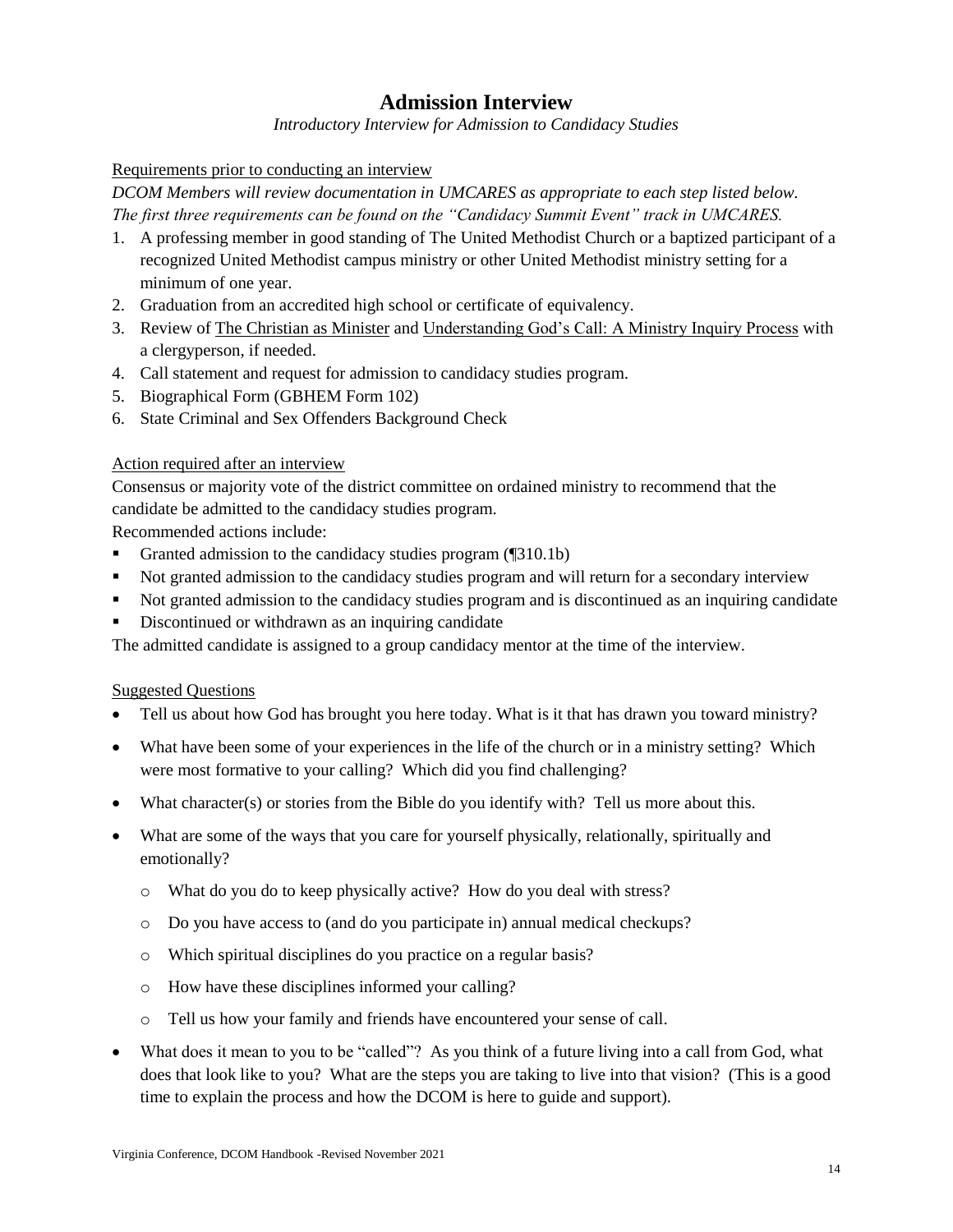# Admission Interview

*Introductory Interview for Admission to Candidacy Studies*

Requirements prior to conducting an interview

*DCOM Members will review documentation in UMCARES as appropriate to each step listed below. The first three requirements can be found on the "Candidacy Summit Event" track in UMCARES.*

1. A professing member in good standing of The United Methodist Church or a baptized participant of a recognized United Methodist campus ministry or other United Methodist ministry setting for a minimum of one year.
2. Graduation from an accredited high school or certificate of equivalency.
3. Review of The Christian as Minister and Understanding God's Call: A Ministry Inquiry Process with a clergyperson, if needed.
4. Call statement and request for admission to candidacy studies program.
5. Biographical Form (GBHEM Form 102)
6. State Criminal and Sex Offenders Background Check

Action required after an interview

Consensus or majority vote of the district committee on ordained ministry to recommend that the candidate be admitted to the candidacy studies program.

Recommended actions include:

- Granted admission to the candidacy studies program (¶310.1b)
- Not granted admission to the candidacy studies program and will return for a secondary interview
- Not granted admission to the candidacy studies program and is discontinued as an inquiring candidate
- Discontinued or withdrawn as an inquiring candidate

The admitted candidate is assigned to a group candidacy mentor at the time of the interview.

Suggested Questions

- Tell us about how God has brought you here today. What is it that has drawn you toward ministry?
- What have been some of your experiences in the life of the church or in a ministry setting? Which were most formative to your calling? Which did you find challenging?
- What character(s) or stories from the Bible do you identify with? Tell us more about this.
- What are some of the ways that you care for yourself physically, relationally, spiritually and emotionally?
    - What do you do to keep physically active? How do you deal with stress?
    - Do you have access to (and do you participate in) annual medical checkups?
    - Which spiritual disciplines do you practice on a regular basis?
    - How have these disciplines informed your calling?
    - Tell us how your family and friends have encountered your sense of call.
- What does it mean to you to be "called"? As you think of a future living into a call from God, what does that look like to you? What are the steps you are taking to live into that vision? (This is a good time to explain the process and how the DCOM is here to guide and support).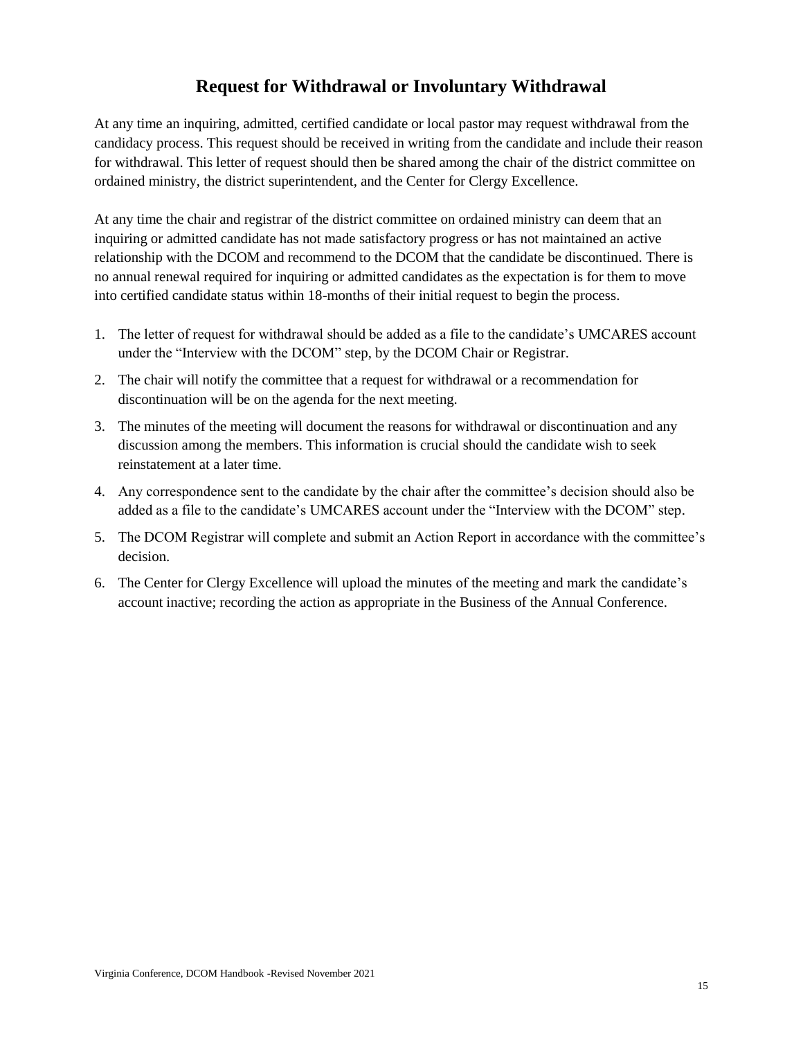# Request for Withdrawal or Involuntary Withdrawal

At any time an inquiring, admitted, certified candidate or local pastor may request withdrawal from the candidacy process. This request should be received in writing from the candidate and include their reason for withdrawal. This letter of request should then be shared among the chair of the district committee on ordained ministry, the district superintendent, and the Center for Clergy Excellence.

At any time the chair and registrar of the district committee on ordained ministry can deem that an inquiring or admitted candidate has not made satisfactory progress or has not maintained an active relationship with the DCOM and recommend to the DCOM that the candidate be discontinued. There is no annual renewal required for inquiring or admitted candidates as the expectation is for them to move into certified candidate status within 18-months of their initial request to begin the process.

1. The letter of request for withdrawal should be added as a file to the candidate's UMCARES account under the "Interview with the DCOM" step, by the DCOM Chair or Registrar.
2. The chair will notify the committee that a request for withdrawal or a recommendation for discontinuation will be on the agenda for the next meeting.
3. The minutes of the meeting will document the reasons for withdrawal or discontinuation and any discussion among the members. This information is crucial should the candidate wish to seek reinstatement at a later time.
4. Any correspondence sent to the candidate by the chair after the committee's decision should also be added as a file to the candidate's UMCARES account under the "Interview with the DCOM" step.
5. The DCOM Registrar will complete and submit an Action Report in accordance with the committee's decision.
6. The Center for Clergy Excellence will upload the minutes of the meeting and mark the candidate's account inactive; recording the action as appropriate in the Business of the Annual Conference.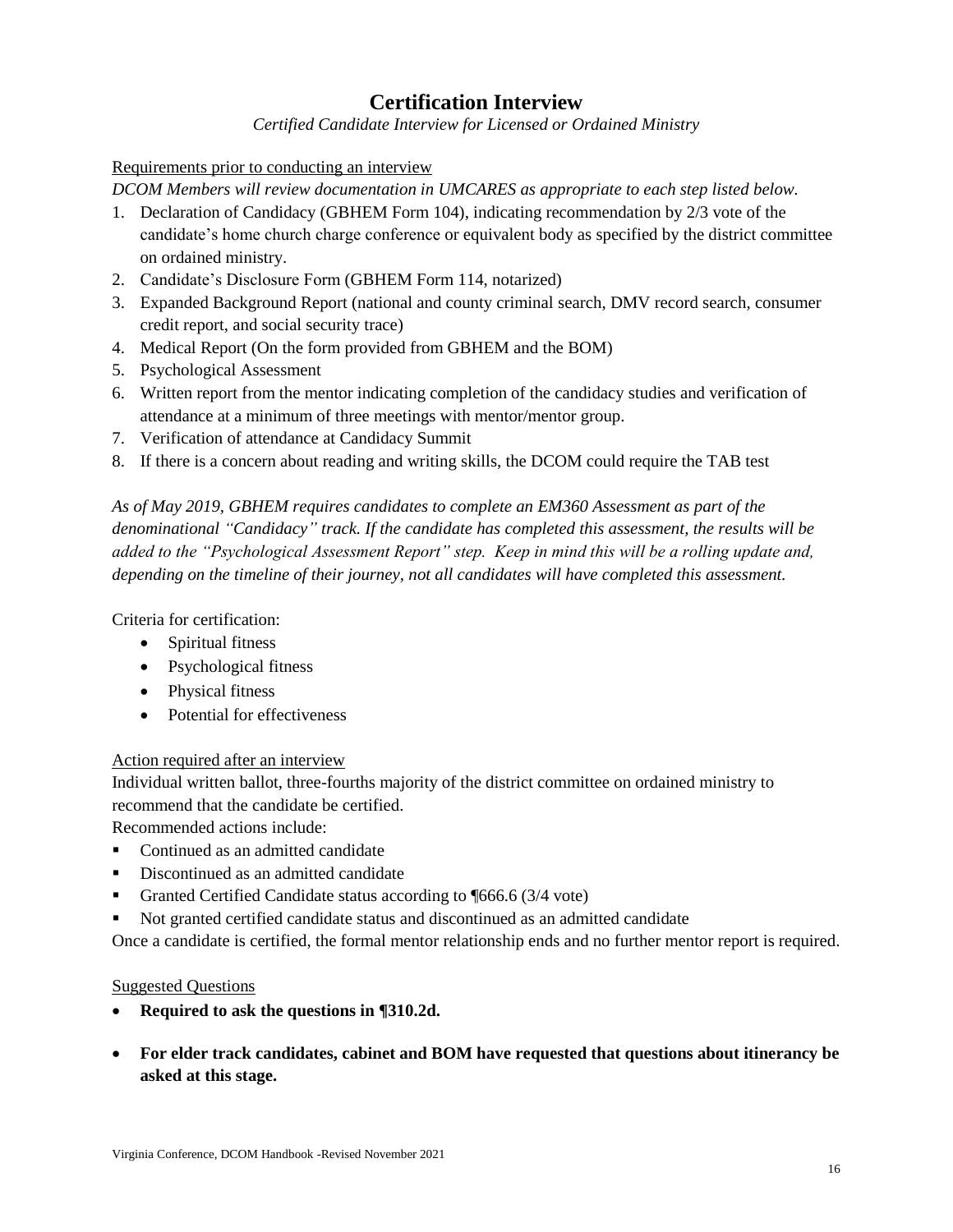# Certification Interview

*Certified Candidate Interview for Licensed or Ordained Ministry*

Requirements prior to conducting an interview

*DCOM Members will review documentation in UMCARES as appropriate to each step listed below.*

1. Declaration of Candidacy (GBHEM Form 104), indicating recommendation by 2/3 vote of the candidate's home church charge conference or equivalent body as specified by the district committee on ordained ministry.
2. Candidate's Disclosure Form (GBHEM Form 114, notarized)
3. Expanded Background Report (national and county criminal search, DMV record search, consumer credit report, and social security trace)
4. Medical Report (On the form provided from GBHEM and the BOM)
5. Psychological Assessment
6. Written report from the mentor indicating completion of the candidacy studies and verification of attendance at a minimum of three meetings with mentor/mentor group.
7. Verification of attendance at Candidacy Summit
8. If there is a concern about reading and writing skills, the DCOM could require the TAB test

*As of May 2019, GBHEM requires candidates to complete an EM360 Assessment as part of the denominational "Candidacy" track. If the candidate has completed this assessment, the results will be added to the "Psychological Assessment Report" step. Keep in mind this will be a rolling update and, depending on the timeline of their journey, not all candidates will have completed this assessment.*

Criteria for certification:

- Spiritual fitness
- Psychological fitness
- Physical fitness
- Potential for effectiveness

Action required after an interview

Individual written ballot, three-fourths majority of the district committee on ordained ministry to recommend that the candidate be certified.

Recommended actions include:

- Continued as an admitted candidate
- Discontinued as an admitted candidate
- Granted Certified Candidate status according to ¶666.6 (3/4 vote)
- Not granted certified candidate status and discontinued as an admitted candidate

Once a candidate is certified, the formal mentor relationship ends and no further mentor report is required.

Suggested Questions

- **Required to ask the questions in ¶310.2d.**
- **For elder track candidates, cabinet and BOM have requested that questions about itinerancy be asked at this stage.**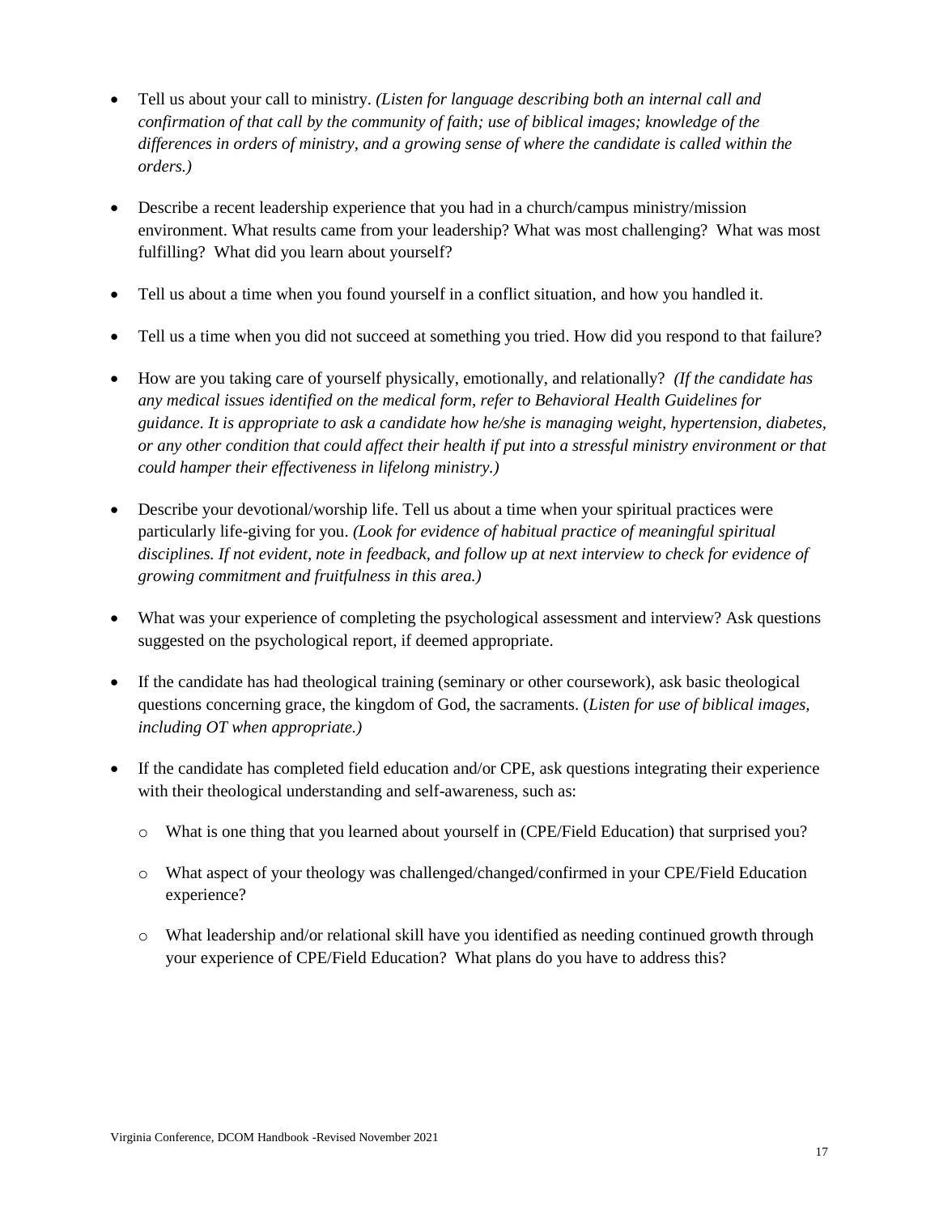- Tell us about your call to ministry. *(Listen for language describing both an internal call and confirmation of that call by the community of faith; use of biblical images; knowledge of the differences in orders of ministry, and a growing sense of where the candidate is called within the orders.)*

- Describe a recent leadership experience that you had in a church/campus ministry/mission environment. What results came from your leadership? What was most challenging? What was most fulfilling? What did you learn about yourself?

- Tell us about a time when you found yourself in a conflict situation, and how you handled it.

- Tell us a time when you did not succeed at something you tried. How did you respond to that failure?

- How are you taking care of yourself physically, emotionally, and relationally? *(If the candidate has any medical issues identified on the medical form, refer to Behavioral Health Guidelines for guidance. It is appropriate to ask a candidate how he/she is managing weight, hypertension, diabetes, or any other condition that could affect their health if put into a stressful ministry environment or that could hamper their effectiveness in lifelong ministry.)*

- Describe your devotional/worship life. Tell us about a time when your spiritual practices were particularly life-giving for you. *(Look for evidence of habitual practice of meaningful spiritual disciplines. If not evident, note in feedback, and follow up at next interview to check for evidence of growing commitment and fruitfulness in this area.)*

- What was your experience of completing the psychological assessment and interview? Ask questions suggested on the psychological report, if deemed appropriate.

- If the candidate has had theological training (seminary or other coursework), ask basic theological questions concerning grace, the kingdom of God, the sacraments. (*Listen for use of biblical images, including OT when appropriate.)*

- If the candidate has completed field education and/or CPE, ask questions integrating their experience with their theological understanding and self-awareness, such as:

  - What is one thing that you learned about yourself in (CPE/Field Education) that surprised you?

  - What aspect of your theology was challenged/changed/confirmed in your CPE/Field Education experience?

  - What leadership and/or relational skill have you identified as needing continued growth through your experience of CPE/Field Education? What plans do you have to address this?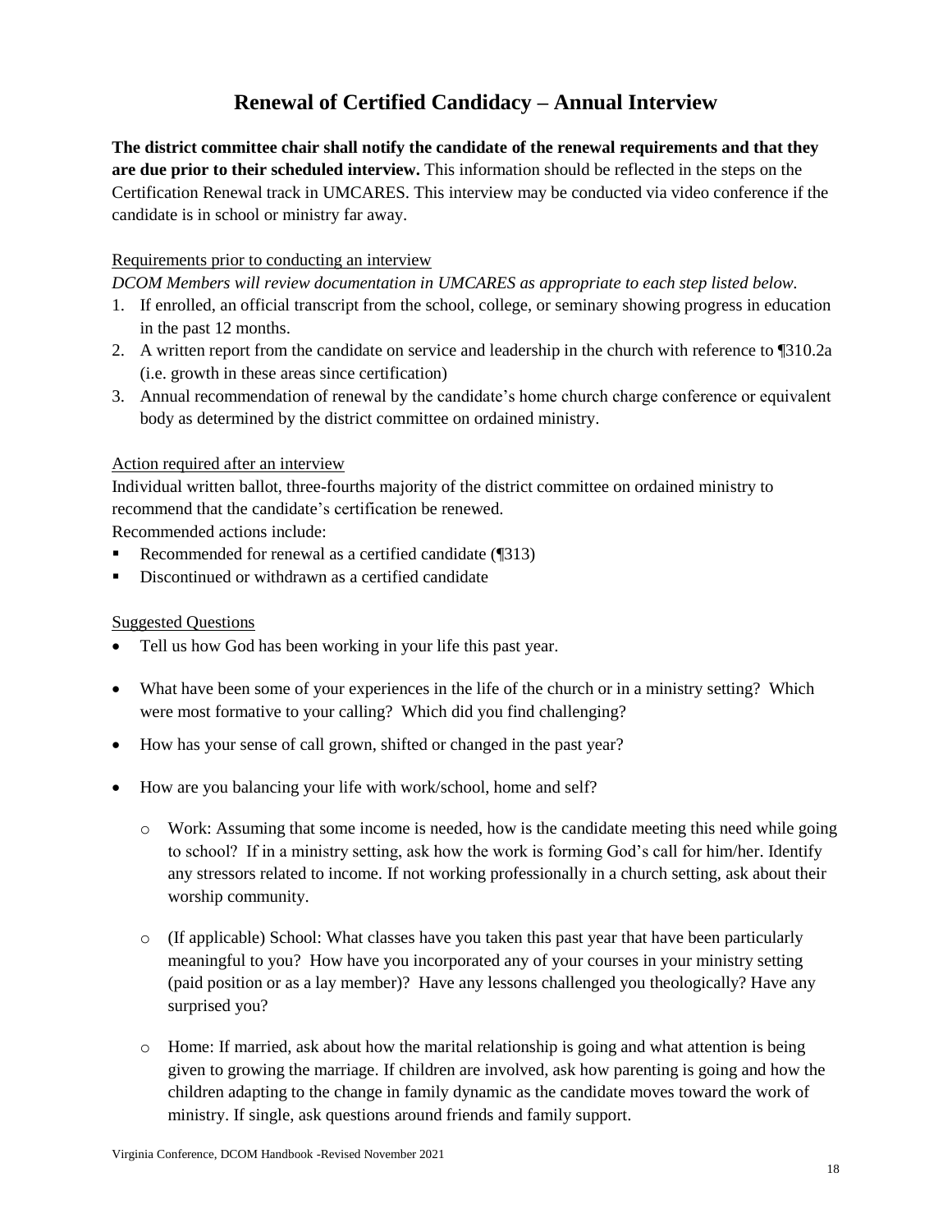# Renewal of Certified Candidacy – Annual Interview

**The district committee chair shall notify the candidate of the renewal requirements and that they are due prior to their scheduled interview.** This information should be reflected in the steps on the Certification Renewal track in UMCARES. This interview may be conducted via video conference if the candidate is in school or ministry far away.

Requirements prior to conducting an interview

*DCOM Members will review documentation in UMCARES as appropriate to each step listed below.*

1. If enrolled, an official transcript from the school, college, or seminary showing progress in education in the past 12 months.
2. A written report from the candidate on service and leadership in the church with reference to ¶310.2a (i.e. growth in these areas since certification)
3. Annual recommendation of renewal by the candidate's home church charge conference or equivalent body as determined by the district committee on ordained ministry.

Action required after an interview

Individual written ballot, three-fourths majority of the district committee on ordained ministry to recommend that the candidate's certification be renewed.

Recommended actions include:

- Recommended for renewal as a certified candidate (¶313)
- Discontinued or withdrawn as a certified candidate

Suggested Questions

- Tell us how God has been working in your life this past year.
- What have been some of your experiences in the life of the church or in a ministry setting? Which were most formative to your calling? Which did you find challenging?
- How has your sense of call grown, shifted or changed in the past year?
- How are you balancing your life with work/school, home and self?
  - Work: Assuming that some income is needed, how is the candidate meeting this need while going to school? If in a ministry setting, ask how the work is forming God's call for him/her. Identify any stressors related to income. If not working professionally in a church setting, ask about their worship community.
  - (If applicable) School: What classes have you taken this past year that have been particularly meaningful to you? How have you incorporated any of your courses in your ministry setting (paid position or as a lay member)? Have any lessons challenged you theologically? Have any surprised you?
  - Home: If married, ask about how the marital relationship is going and what attention is being given to growing the marriage. If children are involved, ask how parenting is going and how the children adapting to the change in family dynamic as the candidate moves toward the work of ministry. If single, ask questions around friends and family support.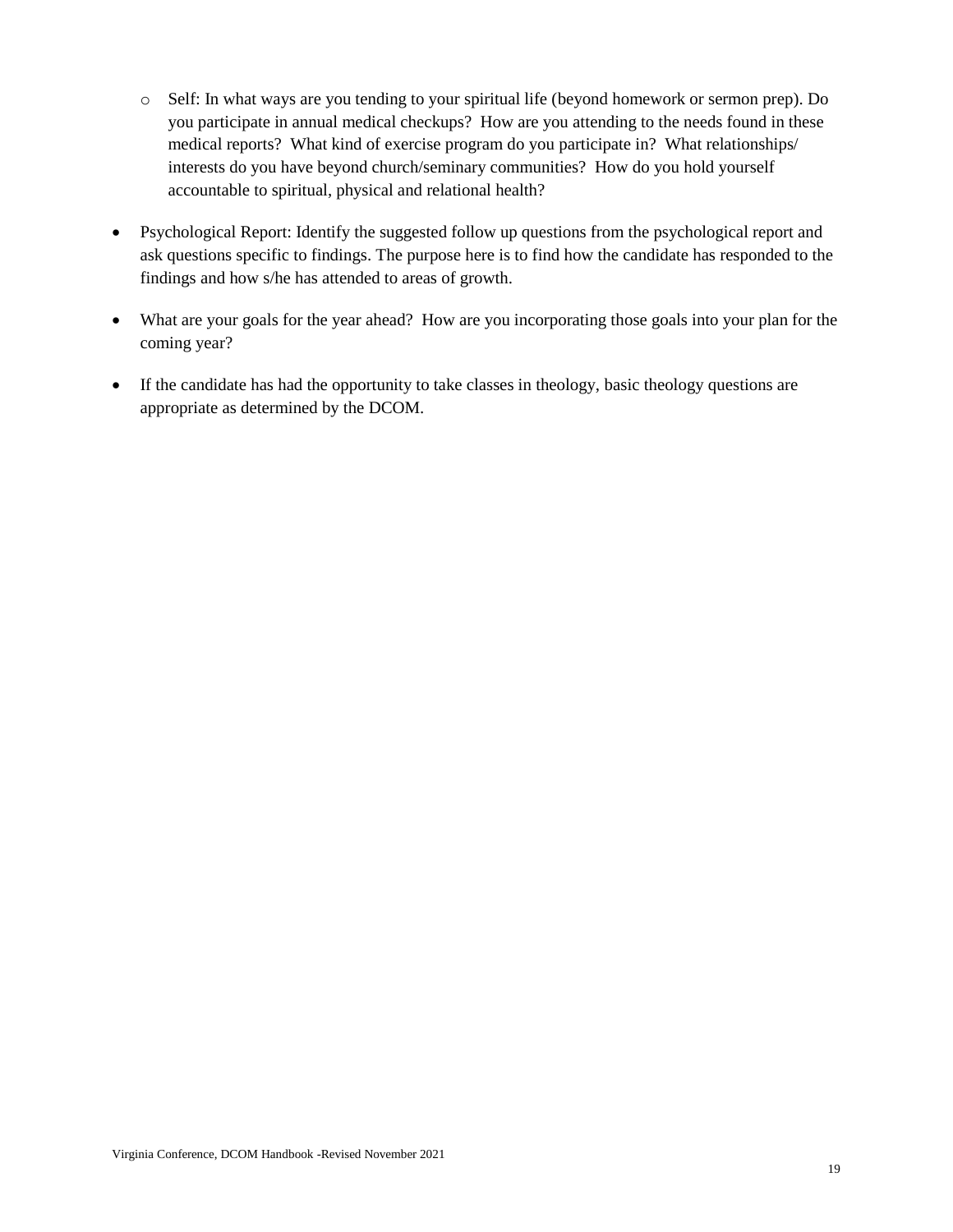- Self: In what ways are you tending to your spiritual life (beyond homework or sermon prep). Do you participate in annual medical checkups? How are you attending to the needs found in these medical reports? What kind of exercise program do you participate in? What relationships/ interests do you have beyond church/seminary communities? How do you hold yourself accountable to spiritual, physical and relational health?

- Psychological Report: Identify the suggested follow up questions from the psychological report and ask questions specific to findings. The purpose here is to find how the candidate has responded to the findings and how s/he has attended to areas of growth.

- What are your goals for the year ahead? How are you incorporating those goals into your plan for the coming year?

- If the candidate has had the opportunity to take classes in theology, basic theology questions are appropriate as determined by the DCOM.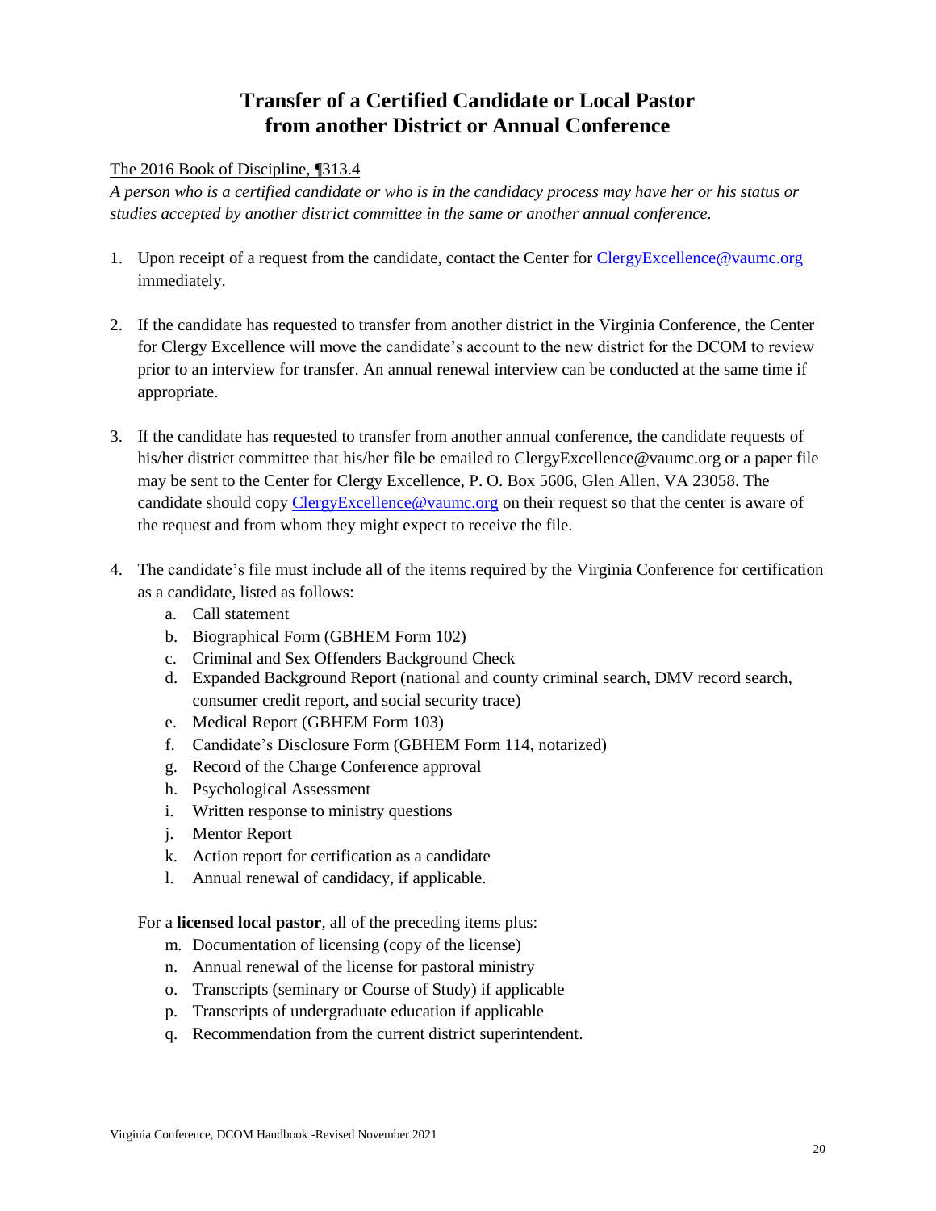# Transfer of a Certified Candidate or Local Pastor from another District or Annual Conference

The 2016 Book of Discipline, ¶313.4

*A person who is a certified candidate or who is in the candidacy process may have her or his status or studies accepted by another district committee in the same or another annual conference.*

1. Upon receipt of a request from the candidate, contact the Center for ClergyExcellence@vaumc.org immediately.

2. If the candidate has requested to transfer from another district in the Virginia Conference, the Center for Clergy Excellence will move the candidate's account to the new district for the DCOM to review prior to an interview for transfer. An annual renewal interview can be conducted at the same time if appropriate.

3. If the candidate has requested to transfer from another annual conference, the candidate requests of his/her district committee that his/her file be emailed to ClergyExcellence@vaumc.org or a paper file may be sent to the Center for Clergy Excellence, P. O. Box 5606, Glen Allen, VA 23058. The candidate should copy ClergyExcellence@vaumc.org on their request so that the center is aware of the request and from whom they might expect to receive the file.

4. The candidate's file must include all of the items required by the Virginia Conference for certification as a candidate, listed as follows:
   a. Call statement
   b. Biographical Form (GBHEM Form 102)
   c. Criminal and Sex Offenders Background Check
   d. Expanded Background Report (national and county criminal search, DMV record search, consumer credit report, and social security trace)
   e. Medical Report (GBHEM Form 103)
   f. Candidate's Disclosure Form (GBHEM Form 114, notarized)
   g. Record of the Charge Conference approval
   h. Psychological Assessment
   i. Written response to ministry questions
   j. Mentor Report
   k. Action report for certification as a candidate
   l. Annual renewal of candidacy, if applicable.

   For a **licensed local pastor**, all of the preceding items plus:
   m. Documentation of licensing (copy of the license)
   n. Annual renewal of the license for pastoral ministry
   o. Transcripts (seminary or Course of Study) if applicable
   p. Transcripts of undergraduate education if applicable
   q. Recommendation from the current district superintendent.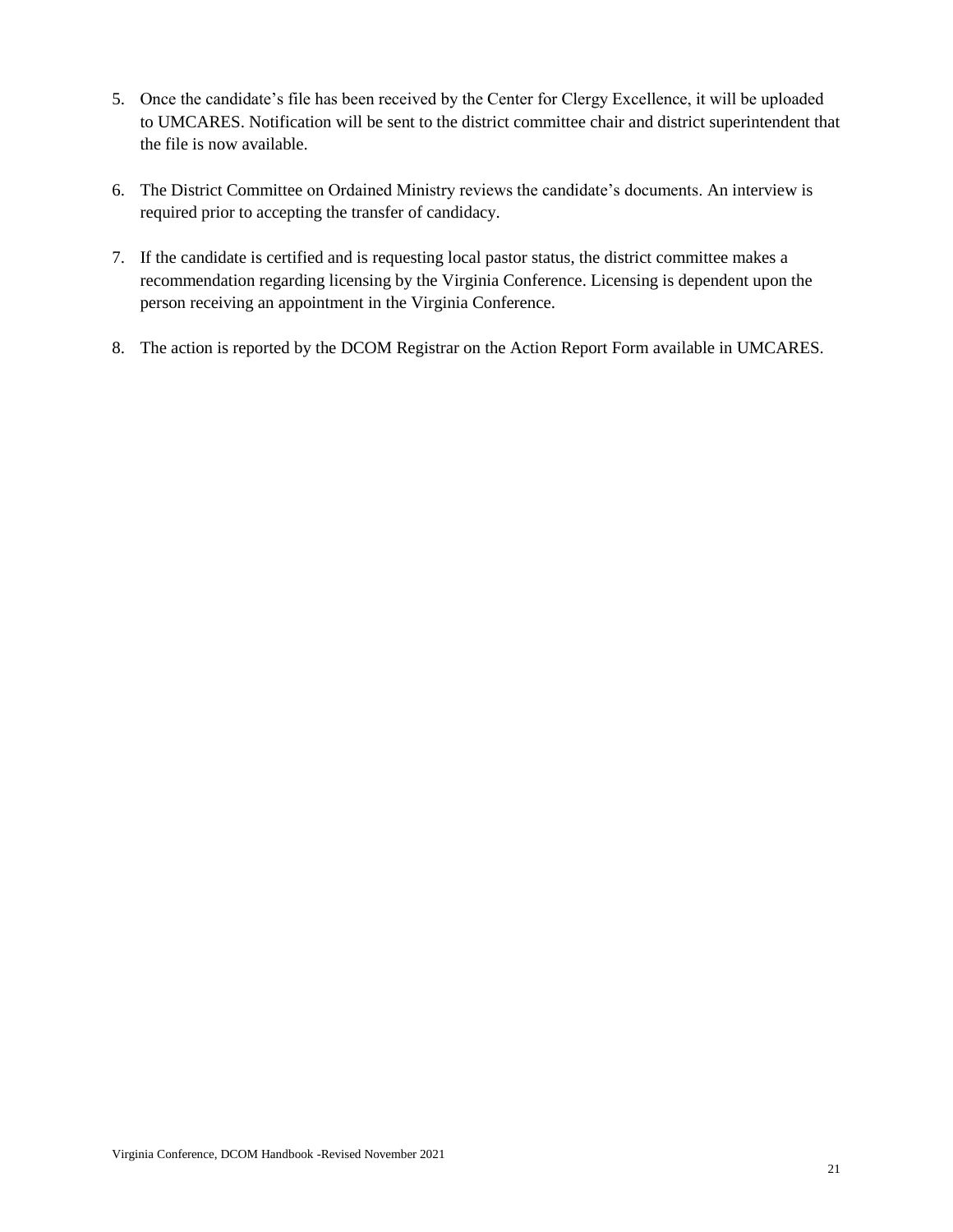5. Once the candidate's file has been received by the Center for Clergy Excellence, it will be uploaded to UMCARES. Notification will be sent to the district committee chair and district superintendent that the file is now available.

6. The District Committee on Ordained Ministry reviews the candidate's documents. An interview is required prior to accepting the transfer of candidacy.

7. If the candidate is certified and is requesting local pastor status, the district committee makes a recommendation regarding licensing by the Virginia Conference. Licensing is dependent upon the person receiving an appointment in the Virginia Conference.

8. The action is reported by the DCOM Registrar on the Action Report Form available in UMCARES.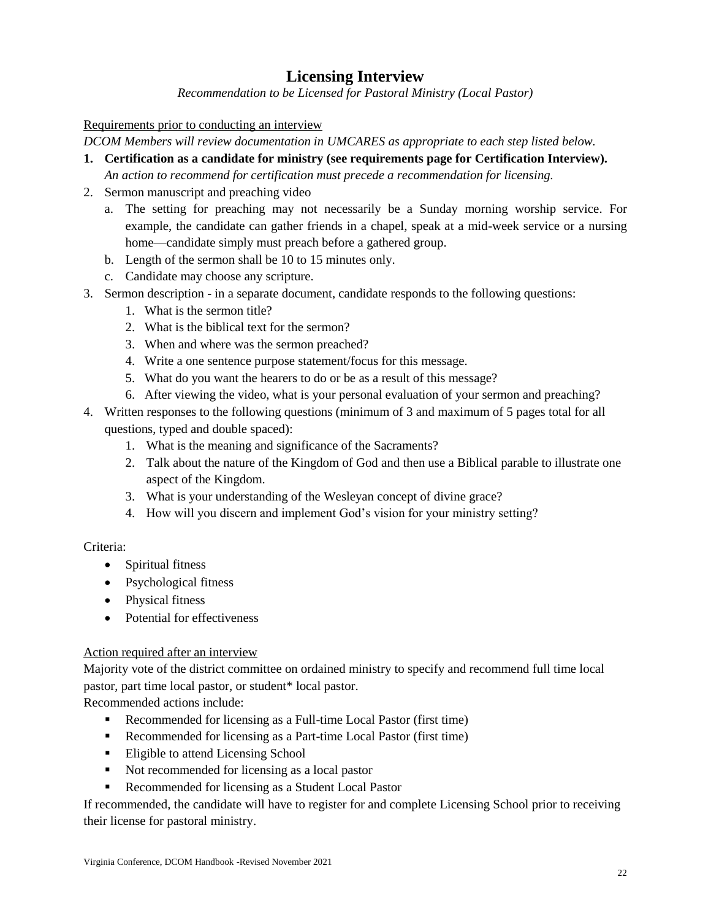# Licensing Interview

*Recommendation to be Licensed for Pastoral Ministry (Local Pastor)*

<u>Requirements prior to conducting an interview</u>

*DCOM Members will review documentation in UMCARES as appropriate to each step listed below.*

1. **Certification as a candidate for ministry (see requirements page for Certification Interview).**
   *An action to recommend for certification must precede a recommendation for licensing.*
2. Sermon manuscript and preaching video
   a. The setting for preaching may not necessarily be a Sunday morning worship service. For example, the candidate can gather friends in a chapel, speak at a mid-week service or a nursing home—candidate simply must preach before a gathered group.
   b. Length of the sermon shall be 10 to 15 minutes only.
   c. Candidate may choose any scripture.
3. Sermon description - in a separate document, candidate responds to the following questions:
   1. What is the sermon title?
   2. What is the biblical text for the sermon?
   3. When and where was the sermon preached?
   4. Write a one sentence purpose statement/focus for this message.
   5. What do you want the hearers to do or be as a result of this message?
   6. After viewing the video, what is your personal evaluation of your sermon and preaching?
4. Written responses to the following questions (minimum of 3 and maximum of 5 pages total for all questions, typed and double spaced):
   1. What is the meaning and significance of the Sacraments?
   2. Talk about the nature of the Kingdom of God and then use a Biblical parable to illustrate one aspect of the Kingdom.
   3. What is your understanding of the Wesleyan concept of divine grace?
   4. How will you discern and implement God's vision for your ministry setting?

Criteria:

- Spiritual fitness
- Psychological fitness
- Physical fitness
- Potential for effectiveness

<u>Action required after an interview</u>

Majority vote of the district committee on ordained ministry to specify and recommend full time local pastor, part time local pastor, or student* local pastor.

Recommended actions include:

- Recommended for licensing as a Full-time Local Pastor (first time)
- Recommended for licensing as a Part-time Local Pastor (first time)
- Eligible to attend Licensing School
- Not recommended for licensing as a local pastor
- Recommended for licensing as a Student Local Pastor

If recommended, the candidate will have to register for and complete Licensing School prior to receiving their license for pastoral ministry.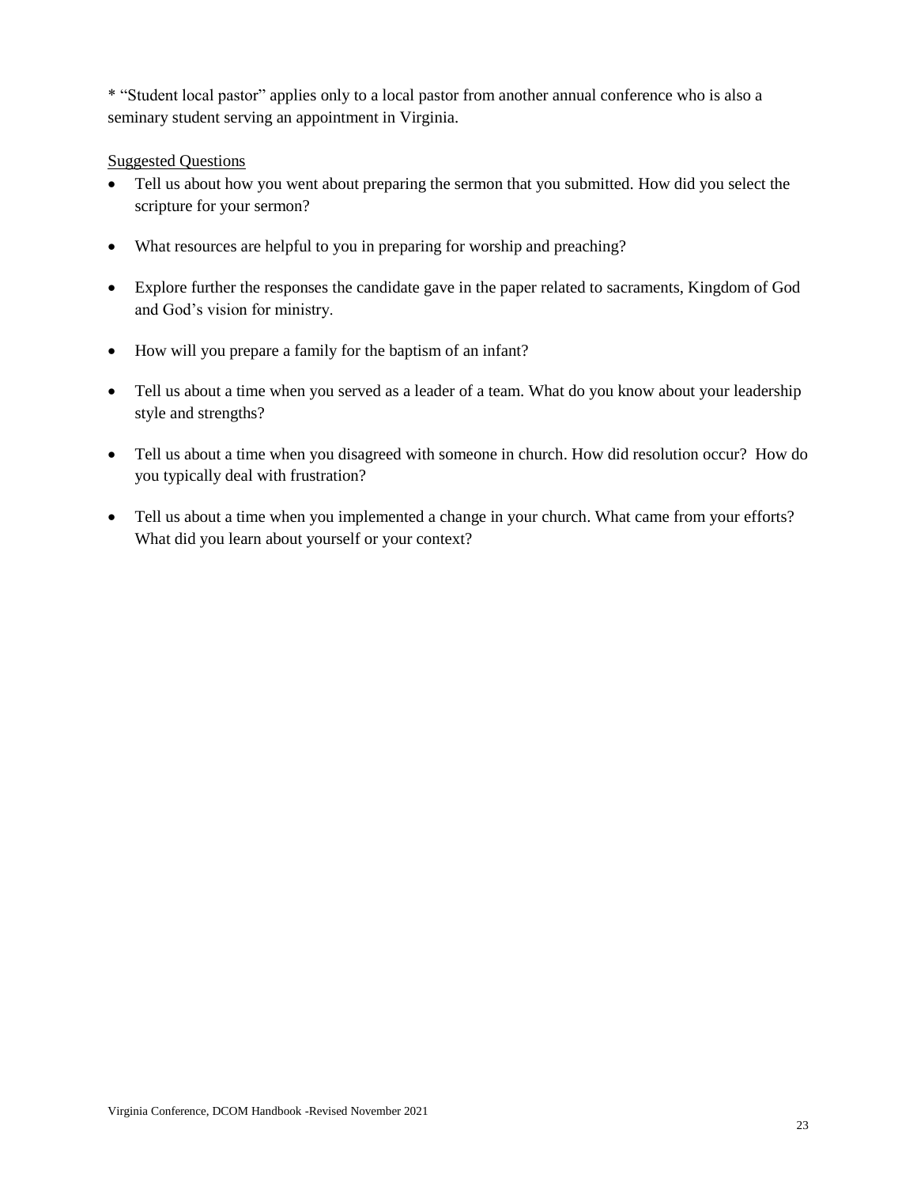* “Student local pastor” applies only to a local pastor from another annual conference who is also a seminary student serving an appointment in Virginia.

<u>Suggested Questions</u>

- Tell us about how you went about preparing the sermon that you submitted. How did you select the scripture for your sermon?
- What resources are helpful to you in preparing for worship and preaching?
- Explore further the responses the candidate gave in the paper related to sacraments, Kingdom of God and God’s vision for ministry.
- How will you prepare a family for the baptism of an infant?
- Tell us about a time when you served as a leader of a team. What do you know about your leadership style and strengths?
- Tell us about a time when you disagreed with someone in church. How did resolution occur? How do you typically deal with frustration?
- Tell us about a time when you implemented a change in your church. What came from your efforts? What did you learn about yourself or your context?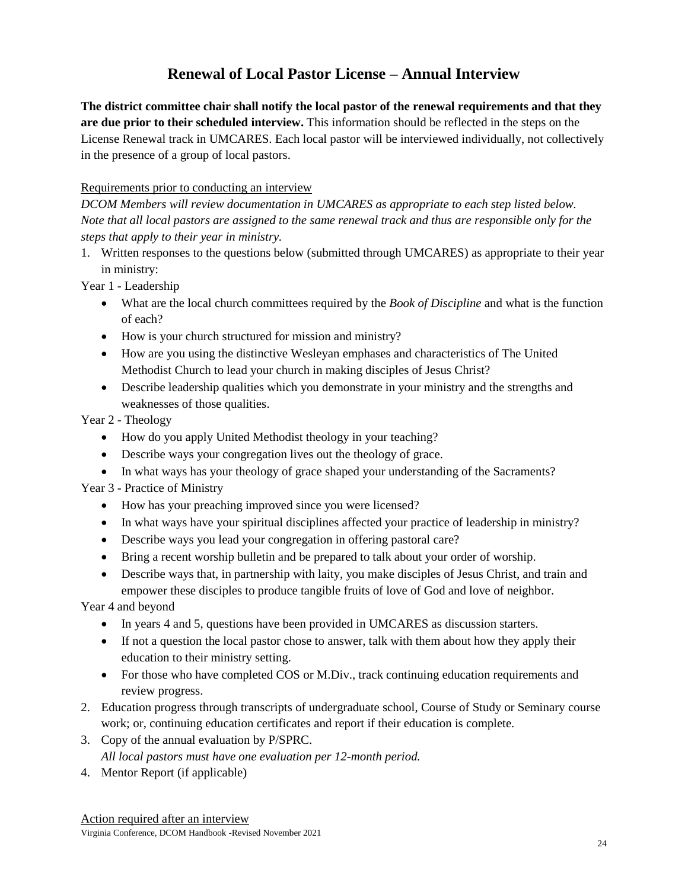## Renewal of Local Pastor License – Annual Interview

**The district committee chair shall notify the local pastor of the renewal requirements and that they are due prior to their scheduled interview.** This information should be reflected in the steps on the License Renewal track in UMCARES. Each local pastor will be interviewed individually, not collectively in the presence of a group of local pastors.

Requirements prior to conducting an interview

*DCOM Members will review documentation in UMCARES as appropriate to each step listed below. Note that all local pastors are assigned to the same renewal track and thus are responsible only for the steps that apply to their year in ministry.*

1. Written responses to the questions below (submitted through UMCARES) as appropriate to their year in ministry:

Year 1 - Leadership

- What are the local church committees required by the *Book of Discipline* and what is the function of each?
- How is your church structured for mission and ministry?
- How are you using the distinctive Wesleyan emphases and characteristics of The United Methodist Church to lead your church in making disciples of Jesus Christ?
- Describe leadership qualities which you demonstrate in your ministry and the strengths and weaknesses of those qualities.

Year 2 - Theology

- How do you apply United Methodist theology in your teaching?
- Describe ways your congregation lives out the theology of grace.
- In what ways has your theology of grace shaped your understanding of the Sacraments?

Year 3 - Practice of Ministry

- How has your preaching improved since you were licensed?
- In what ways have your spiritual disciplines affected your practice of leadership in ministry?
- Describe ways you lead your congregation in offering pastoral care?
- Bring a recent worship bulletin and be prepared to talk about your order of worship.
- Describe ways that, in partnership with laity, you make disciples of Jesus Christ, and train and empower these disciples to produce tangible fruits of love of God and love of neighbor.

Year 4 and beyond

- In years 4 and 5, questions have been provided in UMCARES as discussion starters.
- If not a question the local pastor chose to answer, talk with them about how they apply their education to their ministry setting.
- For those who have completed COS or M.Div., track continuing education requirements and review progress.

2. Education progress through transcripts of undergraduate school, Course of Study or Seminary course work; or, continuing education certificates and report if their education is complete.
3. Copy of the annual evaluation by P/SPRC.
   *All local pastors must have one evaluation per 12-month period.*
4. Mentor Report (if applicable)

Action required after an interview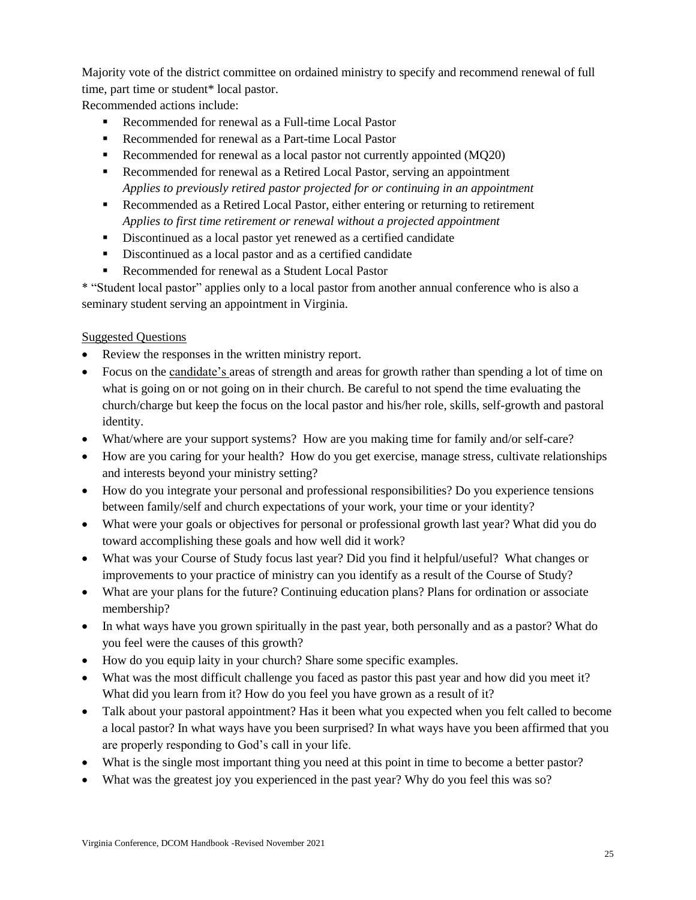Majority vote of the district committee on ordained ministry to specify and recommend renewal of full time, part time or student* local pastor.

Recommended actions include:

- Recommended for renewal as a Full-time Local Pastor
- Recommended for renewal as a Part-time Local Pastor
- Recommended for renewal as a local pastor not currently appointed (MQ20)
- Recommended for renewal as a Retired Local Pastor, serving an appointment
  *Applies to previously retired pastor projected for or continuing in an appointment*
- Recommended as a Retired Local Pastor, either entering or returning to retirement
  *Applies to first time retirement or renewal without a projected appointment*
- Discontinued as a local pastor yet renewed as a certified candidate
- Discontinued as a local pastor and as a certified candidate
- Recommended for renewal as a Student Local Pastor

* "Student local pastor" applies only to a local pastor from another annual conference who is also a seminary student serving an appointment in Virginia.

<u>Suggested Questions</u>

- Review the responses in the written ministry report.
- Focus on the <u>candidate's</u> areas of strength and areas for growth rather than spending a lot of time on what is going on or not going on in their church. Be careful to not spend the time evaluating the church/charge but keep the focus on the local pastor and his/her role, skills, self-growth and pastoral identity.
- What/where are your support systems? How are you making time for family and/or self-care?
- How are you caring for your health? How do you get exercise, manage stress, cultivate relationships and interests beyond your ministry setting?
- How do you integrate your personal and professional responsibilities? Do you experience tensions between family/self and church expectations of your work, your time or your identity?
- What were your goals or objectives for personal or professional growth last year? What did you do toward accomplishing these goals and how well did it work?
- What was your Course of Study focus last year? Did you find it helpful/useful? What changes or improvements to your practice of ministry can you identify as a result of the Course of Study?
- What are your plans for the future? Continuing education plans? Plans for ordination or associate membership?
- In what ways have you grown spiritually in the past year, both personally and as a pastor? What do you feel were the causes of this growth?
- How do you equip laity in your church? Share some specific examples.
- What was the most difficult challenge you faced as pastor this past year and how did you meet it? What did you learn from it? How do you feel you have grown as a result of it?
- Talk about your pastoral appointment? Has it been what you expected when you felt called to become a local pastor? In what ways have you been surprised? In what ways have you been affirmed that you are properly responding to God's call in your life.
- What is the single most important thing you need at this point in time to become a better pastor?
- What was the greatest joy you experienced in the past year? Why do you feel this was so?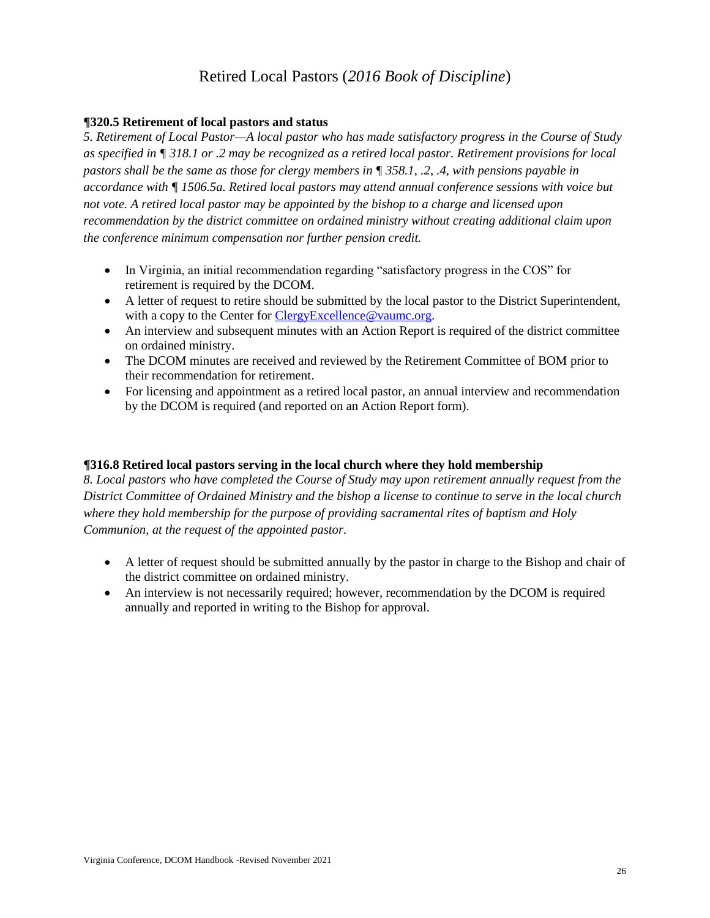# Retired Local Pastors (*2016 Book of Discipline*)

**¶320.5 Retirement of local pastors and status**

*5. Retirement of Local Pastor—A local pastor who has made satisfactory progress in the Course of Study as specified in ¶ 318.1 or .2 may be recognized as a retired local pastor. Retirement provisions for local pastors shall be the same as those for clergy members in ¶ 358.1, .2, .4, with pensions payable in accordance with ¶ 1506.5a. Retired local pastors may attend annual conference sessions with voice but not vote. A retired local pastor may be appointed by the bishop to a charge and licensed upon recommendation by the district committee on ordained ministry without creating additional claim upon the conference minimum compensation nor further pension credit.*

- In Virginia, an initial recommendation regarding "satisfactory progress in the COS" for retirement is required by the DCOM.
- A letter of request to retire should be submitted by the local pastor to the District Superintendent, with a copy to the Center for ClergyExcellence@vaumc.org.
- An interview and subsequent minutes with an Action Report is required of the district committee on ordained ministry.
- The DCOM minutes are received and reviewed by the Retirement Committee of BOM prior to their recommendation for retirement.
- For licensing and appointment as a retired local pastor, an annual interview and recommendation by the DCOM is required (and reported on an Action Report form).

**¶316.8 Retired local pastors serving in the local church where they hold membership**

*8. Local pastors who have completed the Course of Study may upon retirement annually request from the District Committee of Ordained Ministry and the bishop a license to continue to serve in the local church where they hold membership for the purpose of providing sacramental rites of baptism and Holy Communion, at the request of the appointed pastor.*

- A letter of request should be submitted annually by the pastor in charge to the Bishop and chair of the district committee on ordained ministry.
- An interview is not necessarily required; however, recommendation by the DCOM is required annually and reported in writing to the Bishop for approval.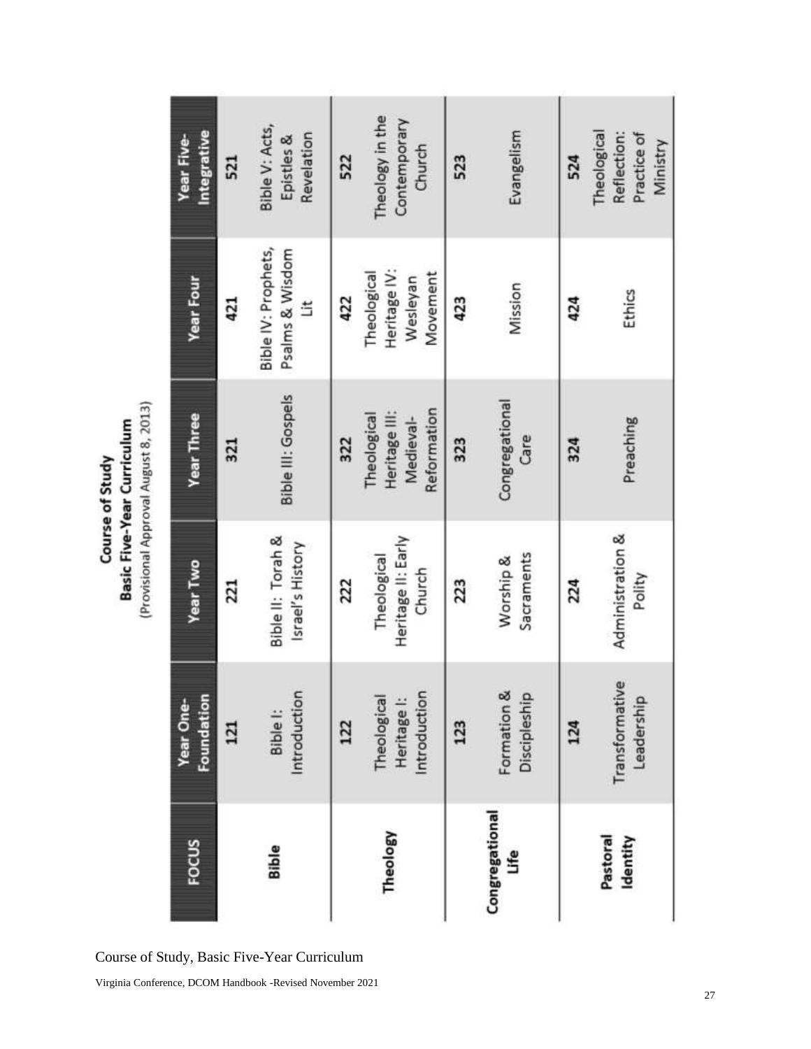# Course of Study
## Basic Five-Year Curriculum
(Provisional Approval August 8, 2013)

| FOCUS | Year One-Foundation | Year Two | Year Three | Year Four | Year Five-Integrative |
|---|---|---|---|---|---|
| **Bible** | **121** Bible I: Introduction | **221** Bible II: Torah & Israel's History | **321** Bible III: Gospels | **421** Bible IV: Prophets, Psalms & Wisdom Lit | **521** Bible V: Acts, Epistles & Revelation |
| **Theology** | **122** Theological Heritage I: Introduction | **222** Theological Heritage II: Early Church | **322** Theological Heritage III: Medieval-Reformation | **422** Theological Heritage IV: Wesleyan Movement | **522** Theology in the Contemporary Church |
| **Congregational Life** | **123** Formation & Discipleship | **223** Worship & Sacraments | **323** Congregational Care | **423** Mission | **523** Evangelism |
| **Pastoral Identity** | **124** Transformative Leadership | **224** Administration & Polity | **324** Preaching | **424** Ethics | **524** Theological Reflection: Practice of Ministry |

Course of Study, Basic Five-Year Curriculum

Virginia Conference, DCOM Handbook -Revised November 2021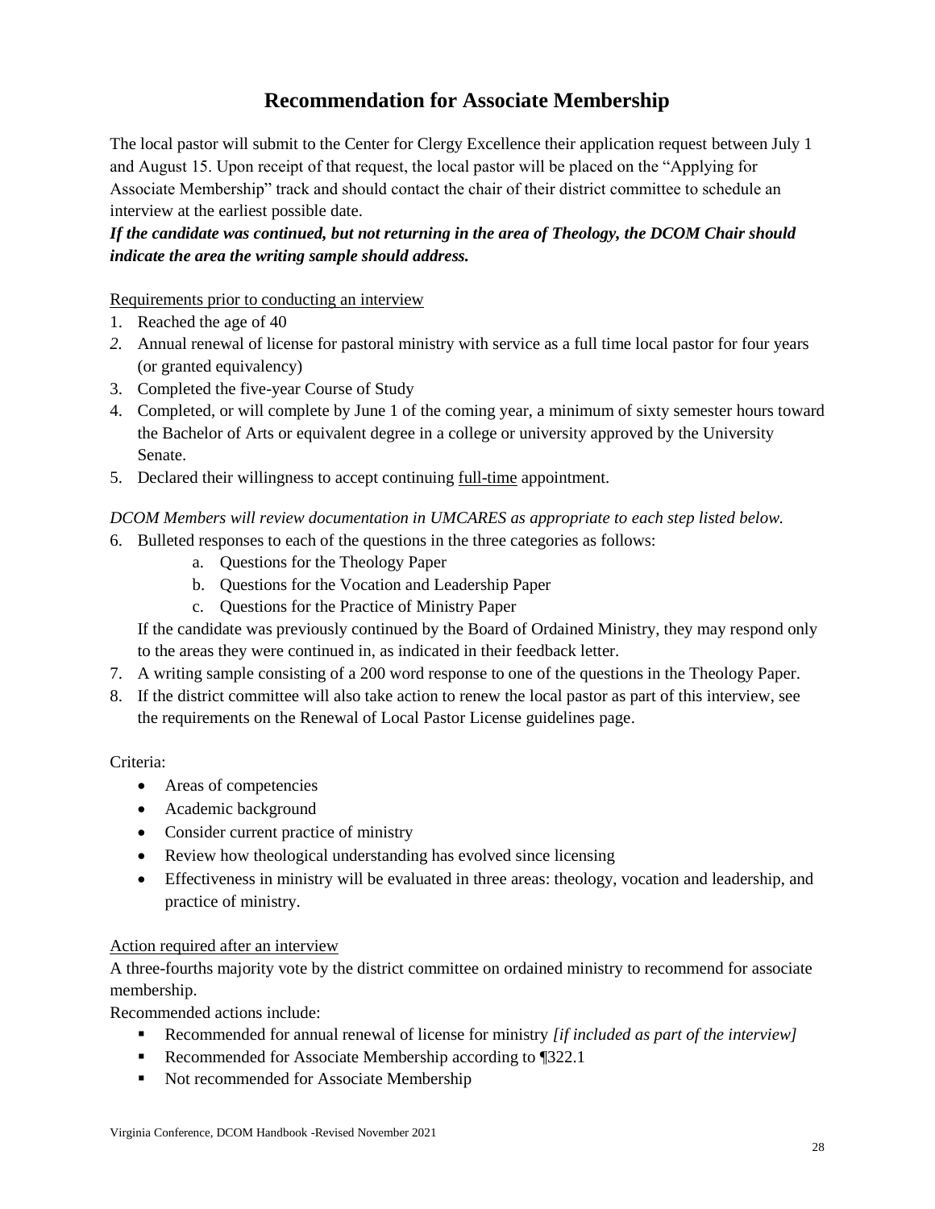# Recommendation for Associate Membership

The local pastor will submit to the Center for Clergy Excellence their application request between July 1 and August 15. Upon receipt of that request, the local pastor will be placed on the "Applying for Associate Membership" track and should contact the chair of their district committee to schedule an interview at the earliest possible date.

***If the candidate was continued, but not returning in the area of Theology, the DCOM Chair should indicate the area the writing sample should address.***

<u>Requirements prior to conducting an interview</u>

1. Reached the age of 40
2. Annual renewal of license for pastoral ministry with service as a full time local pastor for four years (or granted equivalency)
3. Completed the five-year Course of Study
4. Completed, or will complete by June 1 of the coming year, a minimum of sixty semester hours toward the Bachelor of Arts or equivalent degree in a college or university approved by the University Senate.
5. Declared their willingness to accept continuing <u>full-time</u> appointment.

*DCOM Members will review documentation in UMCARES as appropriate to each step listed below.*

6. Bulleted responses to each of the questions in the three categories as follows:
   a. Questions for the Theology Paper
   b. Questions for the Vocation and Leadership Paper
   c. Questions for the Practice of Ministry Paper

   If the candidate was previously continued by the Board of Ordained Ministry, they may respond only to the areas they were continued in, as indicated in their feedback letter.
7. A writing sample consisting of a 200 word response to one of the questions in the Theology Paper.
8. If the district committee will also take action to renew the local pastor as part of this interview, see the requirements on the Renewal of Local Pastor License guidelines page.

Criteria:

- Areas of competencies
- Academic background
- Consider current practice of ministry
- Review how theological understanding has evolved since licensing
- Effectiveness in ministry will be evaluated in three areas: theology, vocation and leadership, and practice of ministry.

<u>Action required after an interview</u>

A three-fourths majority vote by the district committee on ordained ministry to recommend for associate membership.

Recommended actions include:

- Recommended for annual renewal of license for ministry *[if included as part of the interview]*
- Recommended for Associate Membership according to ¶322.1
- Not recommended for Associate Membership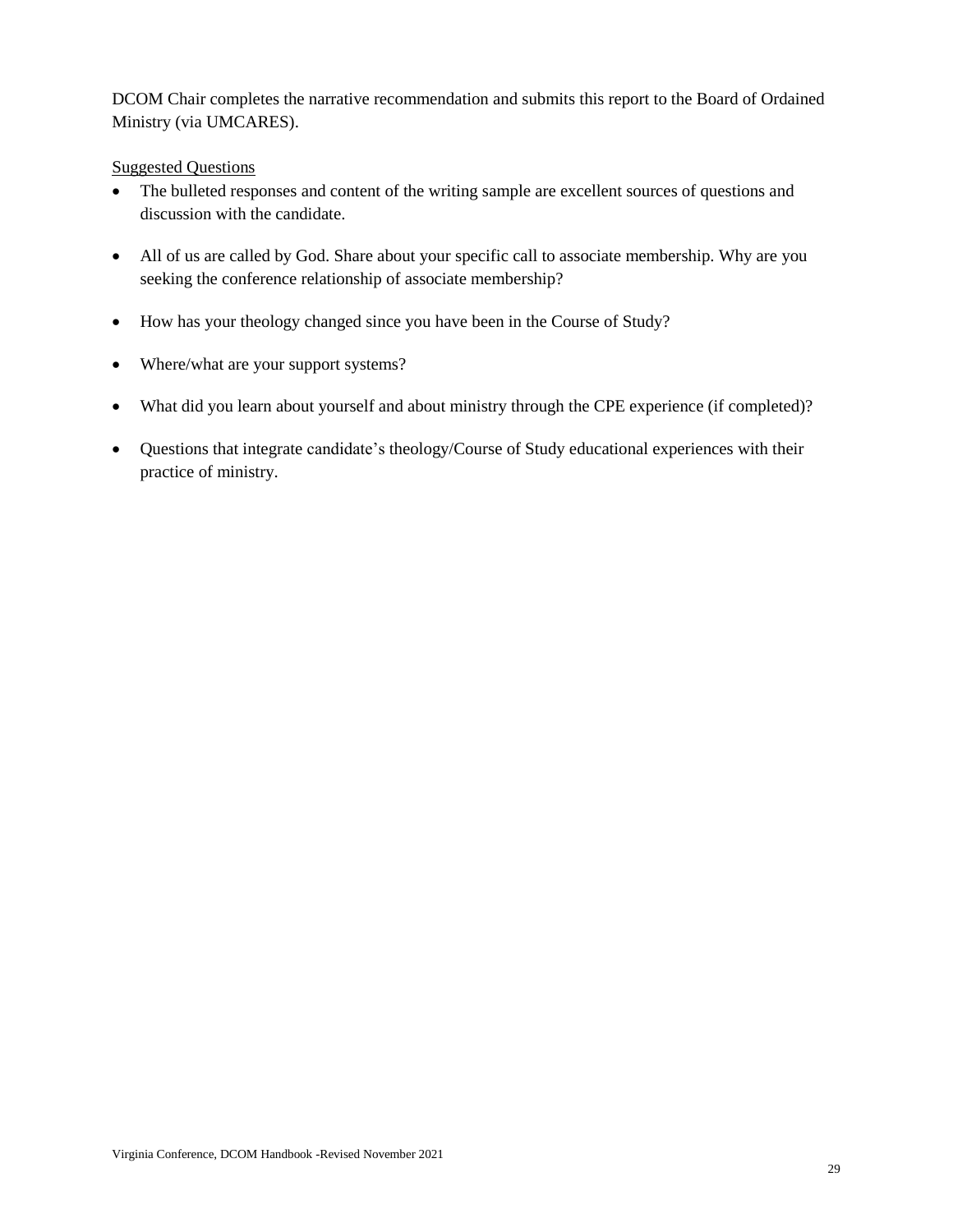DCOM Chair completes the narrative recommendation and submits this report to the Board of Ordained Ministry (via UMCARES).

Suggested Questions

- The bulleted responses and content of the writing sample are excellent sources of questions and discussion with the candidate.
- All of us are called by God. Share about your specific call to associate membership. Why are you seeking the conference relationship of associate membership?
- How has your theology changed since you have been in the Course of Study?
- Where/what are your support systems?
- What did you learn about yourself and about ministry through the CPE experience (if completed)?
- Questions that integrate candidate's theology/Course of Study educational experiences with their practice of ministry.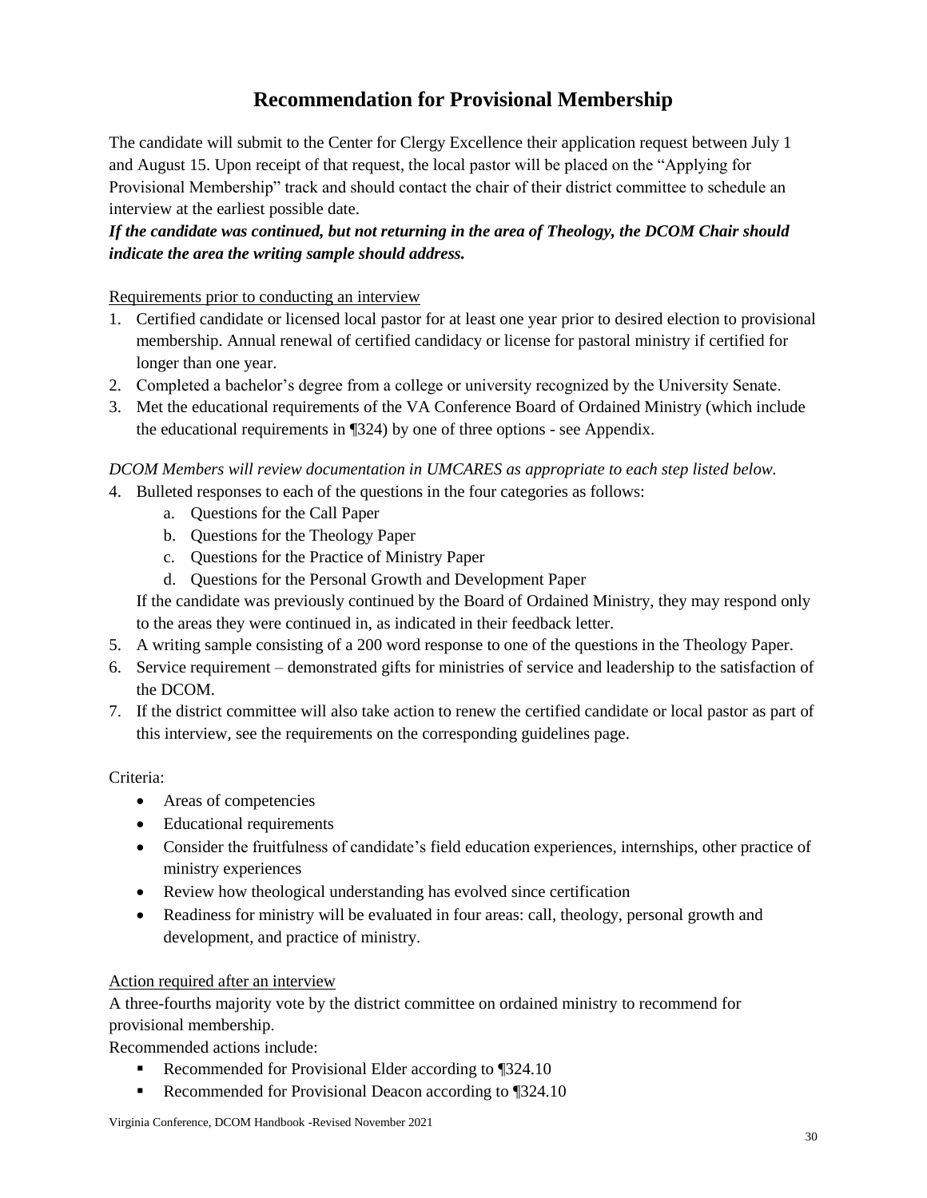# Recommendation for Provisional Membership

The candidate will submit to the Center for Clergy Excellence their application request between July 1 and August 15. Upon receipt of that request, the local pastor will be placed on the "Applying for Provisional Membership" track and should contact the chair of their district committee to schedule an interview at the earliest possible date.

***If the candidate was continued, but not returning in the area of Theology, the DCOM Chair should indicate the area the writing sample should address.***

Requirements prior to conducting an interview

1. Certified candidate or licensed local pastor for at least one year prior to desired election to provisional membership. Annual renewal of certified candidacy or license for pastoral ministry if certified for longer than one year.
2. Completed a bachelor's degree from a college or university recognized by the University Senate.
3. Met the educational requirements of the VA Conference Board of Ordained Ministry (which include the educational requirements in ¶324) by one of three options - see Appendix.

*DCOM Members will review documentation in UMCARES as appropriate to each step listed below.*

4. Bulleted responses to each of the questions in the four categories as follows:
   a. Questions for the Call Paper
   b. Questions for the Theology Paper
   c. Questions for the Practice of Ministry Paper
   d. Questions for the Personal Growth and Development Paper

   If the candidate was previously continued by the Board of Ordained Ministry, they may respond only to the areas they were continued in, as indicated in their feedback letter.
5. A writing sample consisting of a 200 word response to one of the questions in the Theology Paper.
6. Service requirement – demonstrated gifts for ministries of service and leadership to the satisfaction of the DCOM.
7. If the district committee will also take action to renew the certified candidate or local pastor as part of this interview, see the requirements on the corresponding guidelines page.

Criteria:

- Areas of competencies
- Educational requirements
- Consider the fruitfulness of candidate's field education experiences, internships, other practice of ministry experiences
- Review how theological understanding has evolved since certification
- Readiness for ministry will be evaluated in four areas: call, theology, personal growth and development, and practice of ministry.

Action required after an interview

A three-fourths majority vote by the district committee on ordained ministry to recommend for provisional membership.

Recommended actions include:

- Recommended for Provisional Elder according to ¶324.10
- Recommended for Provisional Deacon according to ¶324.10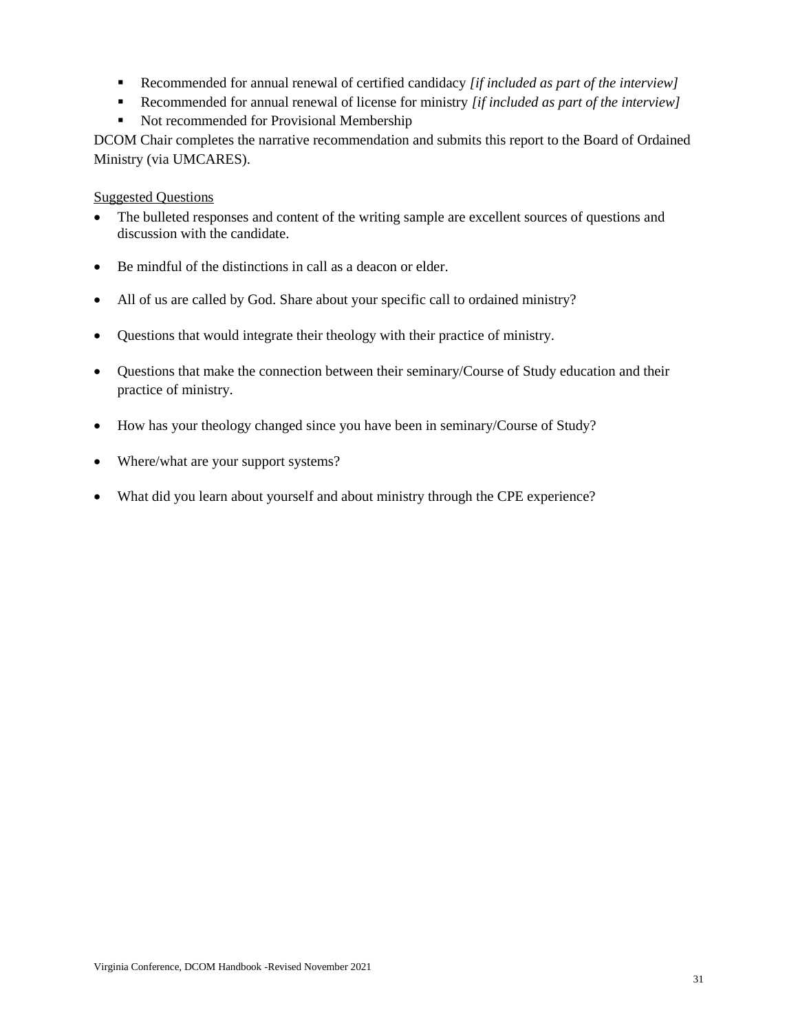- Recommended for annual renewal of certified candidacy *[if included as part of the interview]*
- Recommended for annual renewal of license for ministry *[if included as part of the interview]*
- Not recommended for Provisional Membership

DCOM Chair completes the narrative recommendation and submits this report to the Board of Ordained Ministry (via UMCARES).

<u>Suggested Questions</u>

- The bulleted responses and content of the writing sample are excellent sources of questions and discussion with the candidate.
- Be mindful of the distinctions in call as a deacon or elder.
- All of us are called by God. Share about your specific call to ordained ministry?
- Questions that would integrate their theology with their practice of ministry.
- Questions that make the connection between their seminary/Course of Study education and their practice of ministry.
- How has your theology changed since you have been in seminary/Course of Study?
- Where/what are your support systems?
- What did you learn about yourself and about ministry through the CPE experience?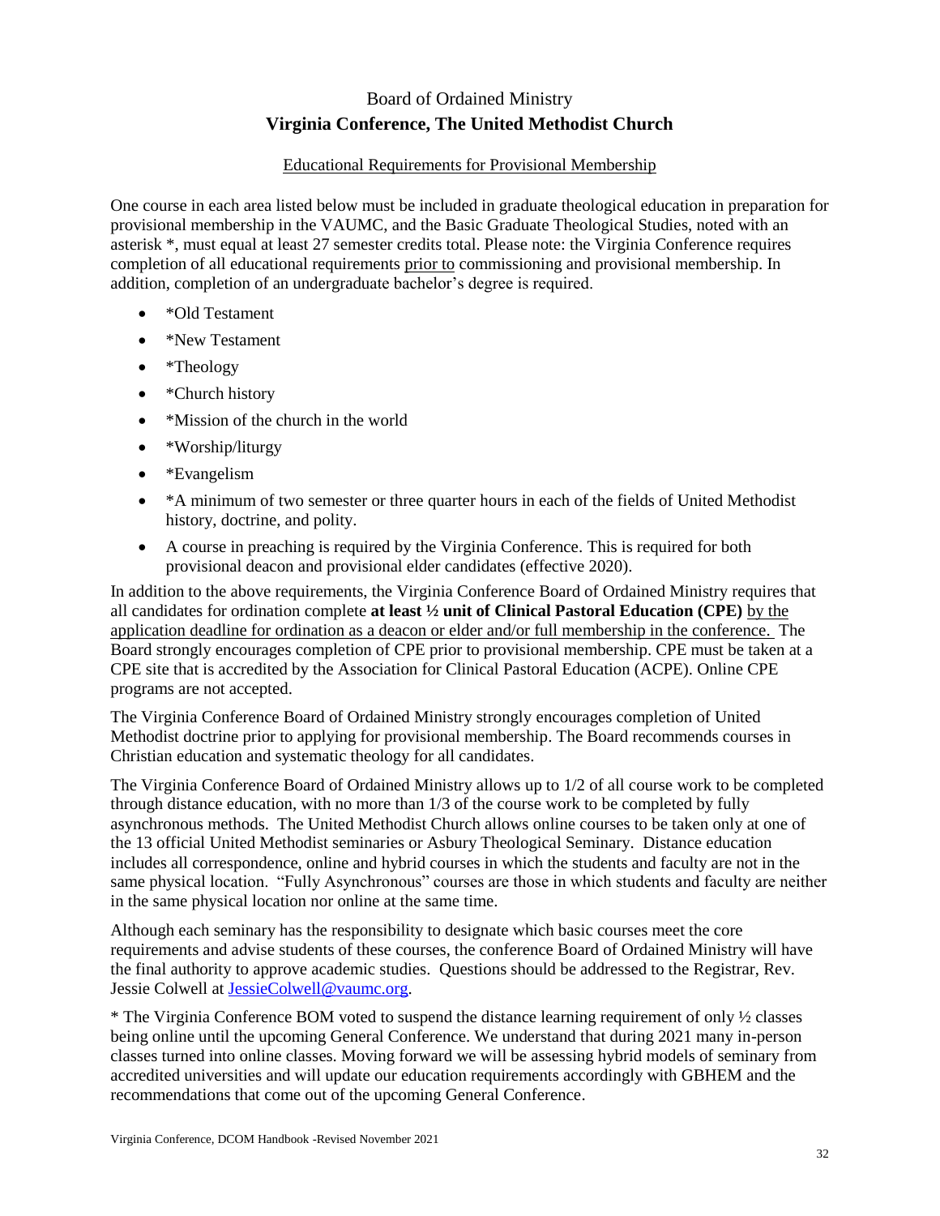# Board of Ordained Ministry

## Virginia Conference, The United Methodist Church

Educational Requirements for Provisional Membership

One course in each area listed below must be included in graduate theological education in preparation for provisional membership in the VAUMC, and the Basic Graduate Theological Studies, noted with an asterisk *, must equal at least 27 semester credits total. Please note: the Virginia Conference requires completion of all educational requirements prior to commissioning and provisional membership. In addition, completion of an undergraduate bachelor's degree is required.

- *Old Testament
- *New Testament
- *Theology
- *Church history
- *Mission of the church in the world
- *Worship/liturgy
- *Evangelism
- *A minimum of two semester or three quarter hours in each of the fields of United Methodist history, doctrine, and polity.
- A course in preaching is required by the Virginia Conference. This is required for both provisional deacon and provisional elder candidates (effective 2020).

In addition to the above requirements, the Virginia Conference Board of Ordained Ministry requires that all candidates for ordination complete **at least ½ unit of Clinical Pastoral Education (CPE)** by the application deadline for ordination as a deacon or elder and/or full membership in the conference. The Board strongly encourages completion of CPE prior to provisional membership. CPE must be taken at a CPE site that is accredited by the Association for Clinical Pastoral Education (ACPE). Online CPE programs are not accepted.

The Virginia Conference Board of Ordained Ministry strongly encourages completion of United Methodist doctrine prior to applying for provisional membership. The Board recommends courses in Christian education and systematic theology for all candidates.

The Virginia Conference Board of Ordained Ministry allows up to 1/2 of all course work to be completed through distance education, with no more than 1/3 of the course work to be completed by fully asynchronous methods. The United Methodist Church allows online courses to be taken only at one of the 13 official United Methodist seminaries or Asbury Theological Seminary. Distance education includes all correspondence, online and hybrid courses in which the students and faculty are not in the same physical location. "Fully Asynchronous" courses are those in which students and faculty are neither in the same physical location nor online at the same time.

Although each seminary has the responsibility to designate which basic courses meet the core requirements and advise students of these courses, the conference Board of Ordained Ministry will have the final authority to approve academic studies. Questions should be addressed to the Registrar, Rev. Jessie Colwell at JessieColwell@vaumc.org.

* The Virginia Conference BOM voted to suspend the distance learning requirement of only ½ classes being online until the upcoming General Conference. We understand that during 2021 many in-person classes turned into online classes. Moving forward we will be assessing hybrid models of seminary from accredited universities and will update our education requirements accordingly with GBHEM and the recommendations that come out of the upcoming General Conference.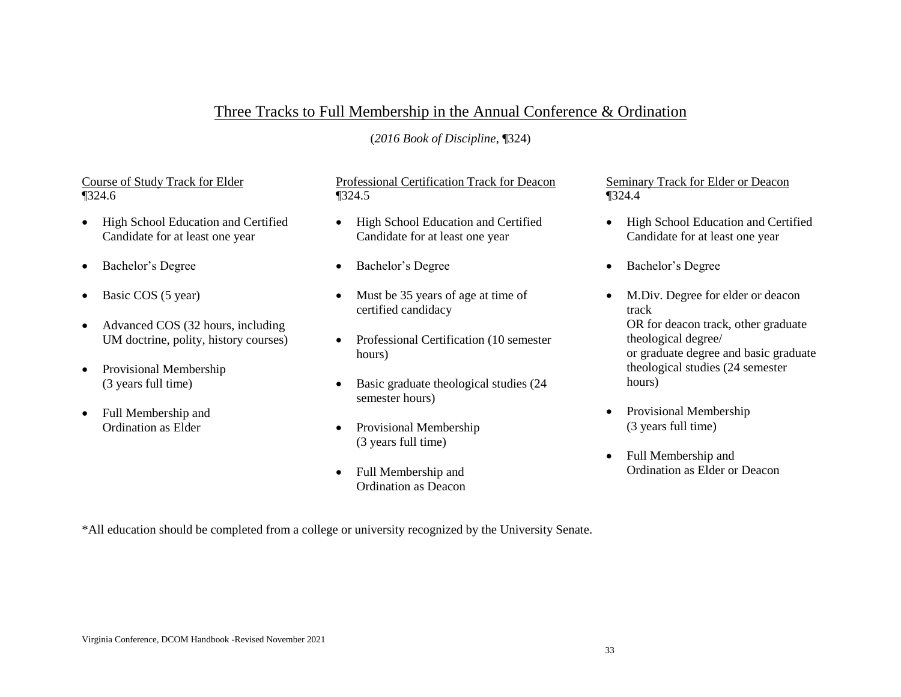# Three Tracks to Full Membership in the Annual Conference & Ordination

(*2016 Book of Discipline*, ¶324)

## Course of Study Track for Elder
¶324.6

- High School Education and Certified Candidate for at least one year
- Bachelor's Degree
- Basic COS (5 year)
- Advanced COS (32 hours, including UM doctrine, polity, history courses)
- Provisional Membership (3 years full time)
- Full Membership and Ordination as Elder

## Professional Certification Track for Deacon
¶324.5

- High School Education and Certified Candidate for at least one year
- Bachelor's Degree
- Must be 35 years of age at time of certified candidacy
- Professional Certification (10 semester hours)
- Basic graduate theological studies (24 semester hours)
- Provisional Membership (3 years full time)
- Full Membership and Ordination as Deacon

## Seminary Track for Elder or Deacon
¶324.4

- High School Education and Certified Candidate for at least one year
- Bachelor's Degree
- M.Div. Degree for elder or deacon track
  OR for deacon track, other graduate theological degree/
  or graduate degree and basic graduate theological studies (24 semester hours)
- Provisional Membership (3 years full time)
- Full Membership and Ordination as Elder or Deacon

*All education should be completed from a college or university recognized by the University Senate.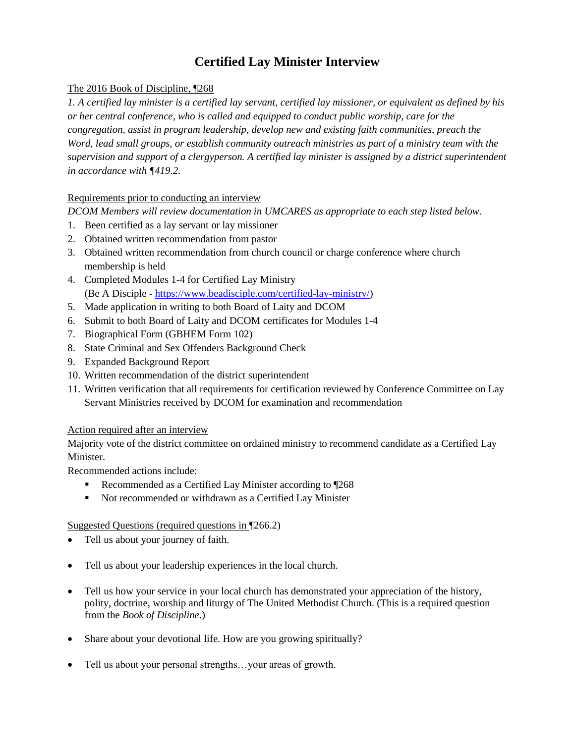# Certified Lay Minister Interview

The 2016 Book of Discipline, ¶268

*1. A certified lay minister is a certified lay servant, certified lay missioner, or equivalent as defined by his or her central conference, who is called and equipped to conduct public worship, care for the congregation, assist in program leadership, develop new and existing faith communities, preach the Word, lead small groups, or establish community outreach ministries as part of a ministry team with the supervision and support of a clergyperson. A certified lay minister is assigned by a district superintendent in accordance with ¶419.2.*

Requirements prior to conducting an interview

*DCOM Members will review documentation in UMCARES as appropriate to each step listed below.*

1. Been certified as a lay servant or lay missioner
2. Obtained written recommendation from pastor
3. Obtained written recommendation from church council or charge conference where church membership is held
4. Completed Modules 1-4 for Certified Lay Ministry (Be A Disciple - https://www.beadisciple.com/certified-lay-ministry/)
5. Made application in writing to both Board of Laity and DCOM
6. Submit to both Board of Laity and DCOM certificates for Modules 1-4
7. Biographical Form (GBHEM Form 102)
8. State Criminal and Sex Offenders Background Check
9. Expanded Background Report
10. Written recommendation of the district superintendent
11. Written verification that all requirements for certification reviewed by Conference Committee on Lay Servant Ministries received by DCOM for examination and recommendation

Action required after an interview

Majority vote of the district committee on ordained ministry to recommend candidate as a Certified Lay Minister.

Recommended actions include:

- Recommended as a Certified Lay Minister according to ¶268
- Not recommended or withdrawn as a Certified Lay Minister

Suggested Questions (required questions in ¶266.2)

- Tell us about your journey of faith.
- Tell us about your leadership experiences in the local church.
- Tell us how your service in your local church has demonstrated your appreciation of the history, polity, doctrine, worship and liturgy of The United Methodist Church. (This is a required question from the *Book of Discipline*.)
- Share about your devotional life. How are you growing spiritually?
- Tell us about your personal strengths…your areas of growth.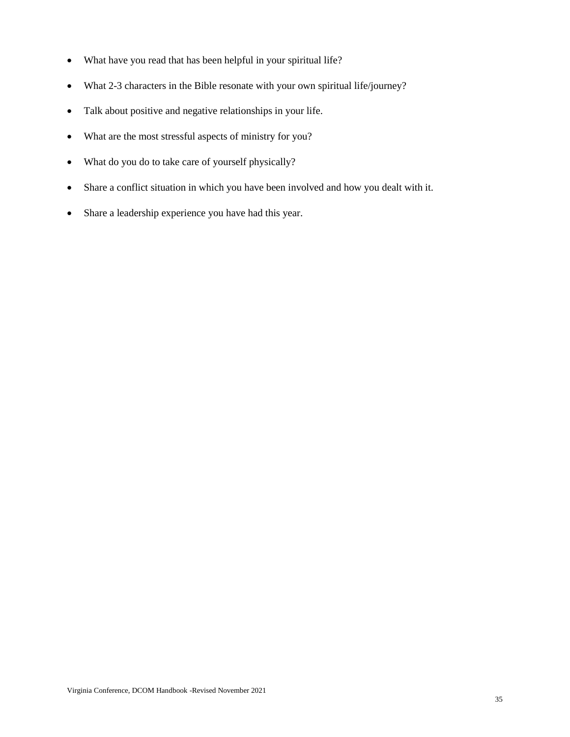- What have you read that has been helpful in your spiritual life?
- What 2-3 characters in the Bible resonate with your own spiritual life/journey?
- Talk about positive and negative relationships in your life.
- What are the most stressful aspects of ministry for you?
- What do you do to take care of yourself physically?
- Share a conflict situation in which you have been involved and how you dealt with it.
- Share a leadership experience you have had this year.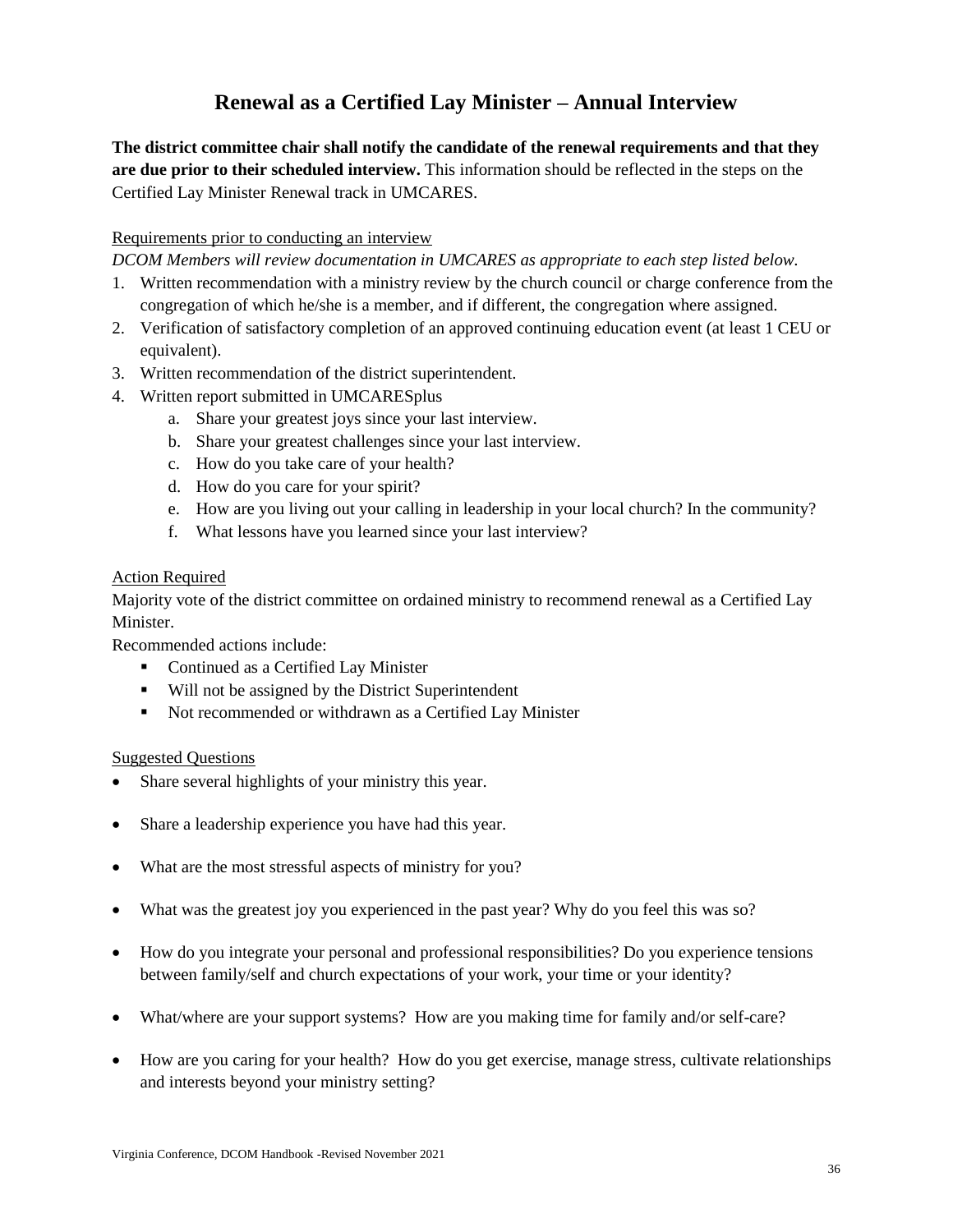# Renewal as a Certified Lay Minister – Annual Interview

**The district committee chair shall notify the candidate of the renewal requirements and that they are due prior to their scheduled interview.** This information should be reflected in the steps on the Certified Lay Minister Renewal track in UMCARES.

Requirements prior to conducting an interview

*DCOM Members will review documentation in UMCARES as appropriate to each step listed below.*

1. Written recommendation with a ministry review by the church council or charge conference from the congregation of which he/she is a member, and if different, the congregation where assigned.
2. Verification of satisfactory completion of an approved continuing education event (at least 1 CEU or equivalent).
3. Written recommendation of the district superintendent.
4. Written report submitted in UMCARESplus
   a. Share your greatest joys since your last interview.
   b. Share your greatest challenges since your last interview.
   c. How do you take care of your health?
   d. How do you care for your spirit?
   e. How are you living out your calling in leadership in your local church? In the community?
   f. What lessons have you learned since your last interview?

Action Required

Majority vote of the district committee on ordained ministry to recommend renewal as a Certified Lay Minister.

Recommended actions include:

- Continued as a Certified Lay Minister
- Will not be assigned by the District Superintendent
- Not recommended or withdrawn as a Certified Lay Minister

Suggested Questions

- Share several highlights of your ministry this year.
- Share a leadership experience you have had this year.
- What are the most stressful aspects of ministry for you?
- What was the greatest joy you experienced in the past year? Why do you feel this was so?
- How do you integrate your personal and professional responsibilities? Do you experience tensions between family/self and church expectations of your work, your time or your identity?
- What/where are your support systems? How are you making time for family and/or self-care?
- How are you caring for your health? How do you get exercise, manage stress, cultivate relationships and interests beyond your ministry setting?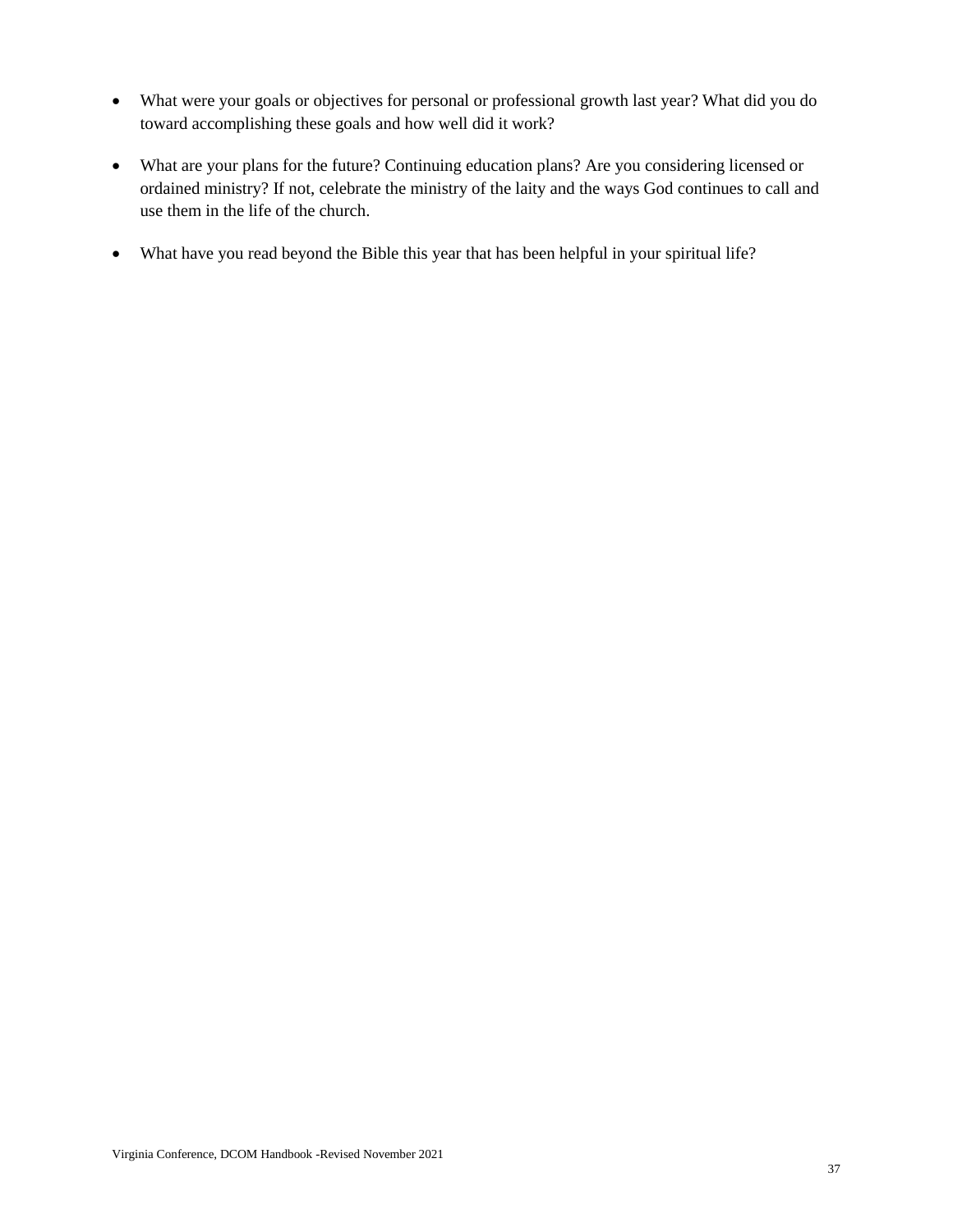- What were your goals or objectives for personal or professional growth last year? What did you do toward accomplishing these goals and how well did it work?
- What are your plans for the future? Continuing education plans? Are you considering licensed or ordained ministry? If not, celebrate the ministry of the laity and the ways God continues to call and use them in the life of the church.
- What have you read beyond the Bible this year that has been helpful in your spiritual life?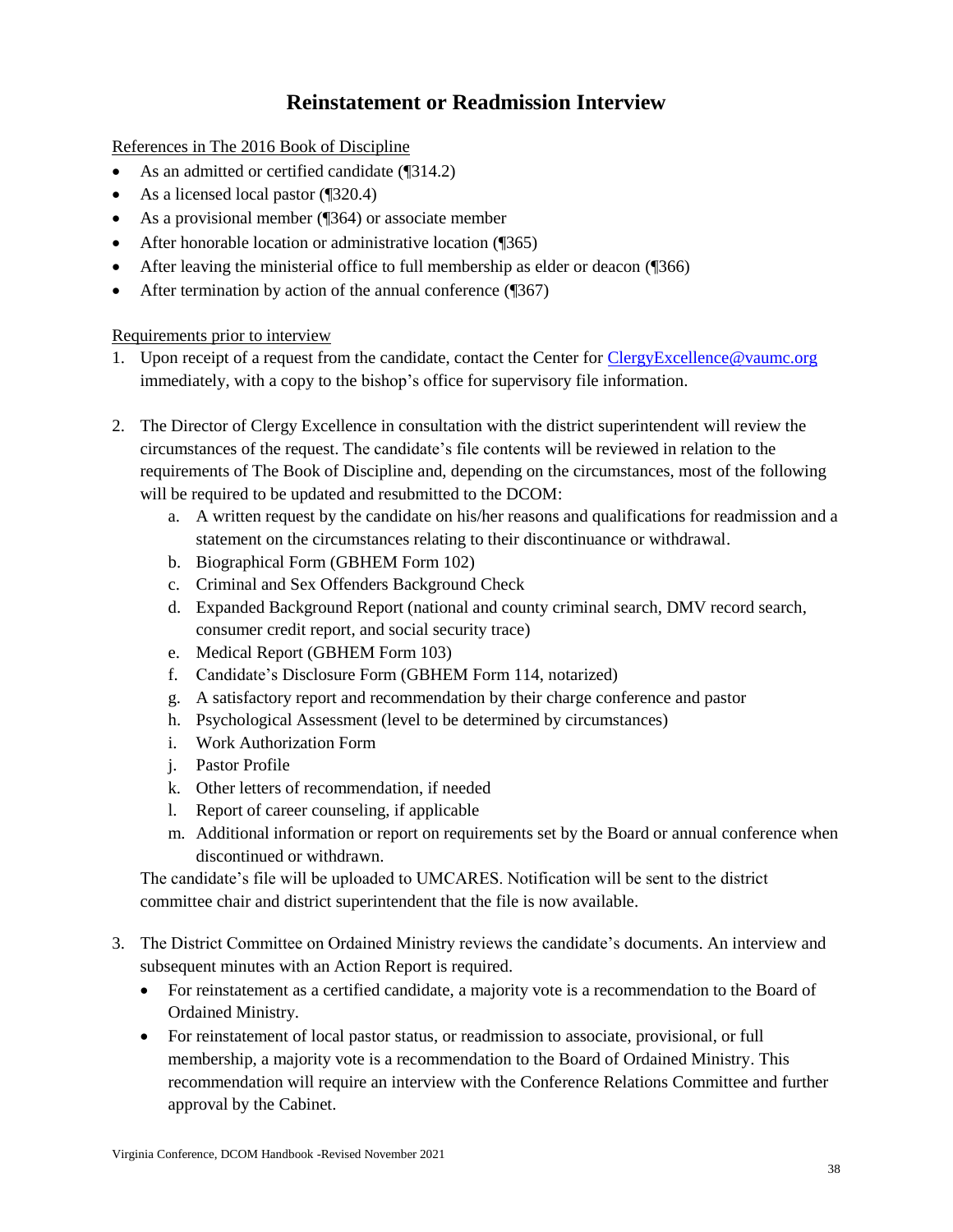# Reinstatement or Readmission Interview

References in The 2016 Book of Discipline

- As an admitted or certified candidate (¶314.2)
- As a licensed local pastor (¶320.4)
- As a provisional member (¶364) or associate member
- After honorable location or administrative location (¶365)
- After leaving the ministerial office to full membership as elder or deacon (¶366)
- After termination by action of the annual conference (¶367)

Requirements prior to interview

1. Upon receipt of a request from the candidate, contact the Center for ClergyExcellence@vaumc.org immediately, with a copy to the bishop's office for supervisory file information.

2. The Director of Clergy Excellence in consultation with the district superintendent will review the circumstances of the request. The candidate's file contents will be reviewed in relation to the requirements of The Book of Discipline and, depending on the circumstances, most of the following will be required to be updated and resubmitted to the DCOM:
   a. A written request by the candidate on his/her reasons and qualifications for readmission and a statement on the circumstances relating to their discontinuance or withdrawal.
   b. Biographical Form (GBHEM Form 102)
   c. Criminal and Sex Offenders Background Check
   d. Expanded Background Report (national and county criminal search, DMV record search, consumer credit report, and social security trace)
   e. Medical Report (GBHEM Form 103)
   f. Candidate's Disclosure Form (GBHEM Form 114, notarized)
   g. A satisfactory report and recommendation by their charge conference and pastor
   h. Psychological Assessment (level to be determined by circumstances)
   i. Work Authorization Form
   j. Pastor Profile
   k. Other letters of recommendation, if needed
   l. Report of career counseling, if applicable
   m. Additional information or report on requirements set by the Board or annual conference when discontinued or withdrawn.

   The candidate's file will be uploaded to UMCARES. Notification will be sent to the district committee chair and district superintendent that the file is now available.

3. The District Committee on Ordained Ministry reviews the candidate's documents. An interview and subsequent minutes with an Action Report is required.
   - For reinstatement as a certified candidate, a majority vote is a recommendation to the Board of Ordained Ministry.
   - For reinstatement of local pastor status, or readmission to associate, provisional, or full membership, a majority vote is a recommendation to the Board of Ordained Ministry. This recommendation will require an interview with the Conference Relations Committee and further approval by the Cabinet.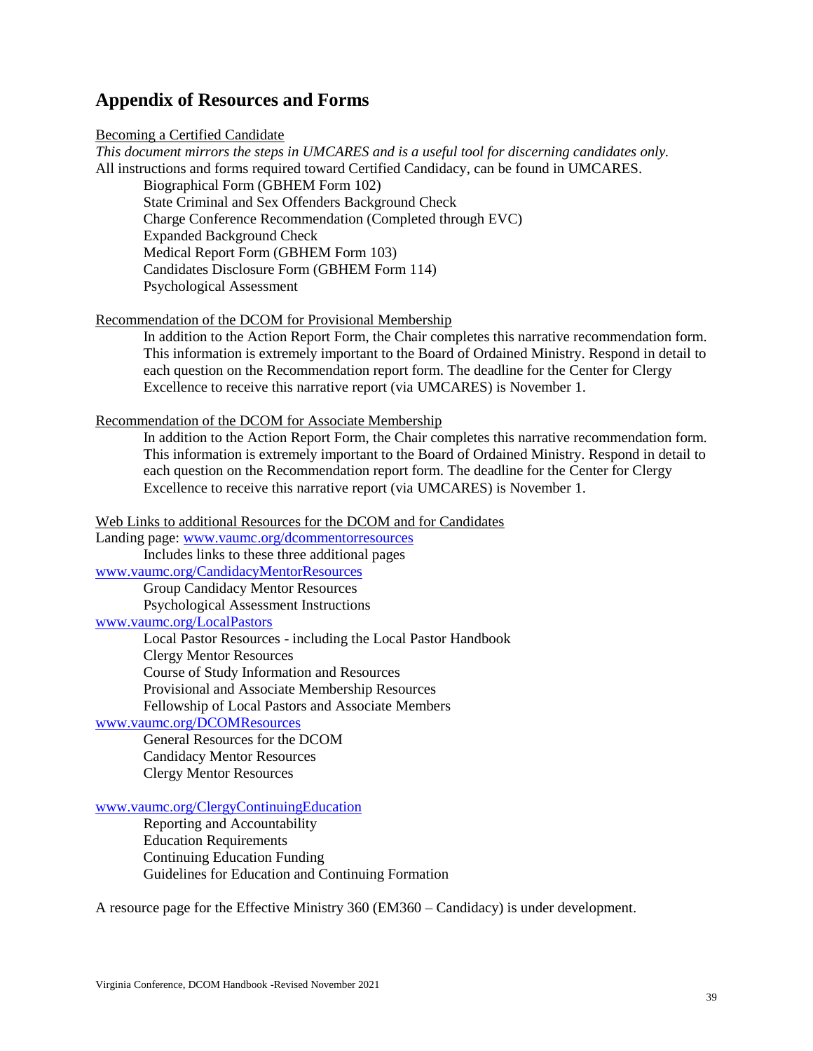## Appendix of Resources and Forms

Becoming a Certified Candidate

*This document mirrors the steps in UMCARES and is a useful tool for discerning candidates only.*

All instructions and forms required toward Certified Candidacy, can be found in UMCARES.

- Biographical Form (GBHEM Form 102)
- State Criminal and Sex Offenders Background Check
- Charge Conference Recommendation (Completed through EVC)
- Expanded Background Check
- Medical Report Form (GBHEM Form 103)
- Candidates Disclosure Form (GBHEM Form 114)
- Psychological Assessment

Recommendation of the DCOM for Provisional Membership

In addition to the Action Report Form, the Chair completes this narrative recommendation form. This information is extremely important to the Board of Ordained Ministry. Respond in detail to each question on the Recommendation report form. The deadline for the Center for Clergy Excellence to receive this narrative report (via UMCARES) is November 1.

Recommendation of the DCOM for Associate Membership

In addition to the Action Report Form, the Chair completes this narrative recommendation form. This information is extremely important to the Board of Ordained Ministry. Respond in detail to each question on the Recommendation report form. The deadline for the Center for Clergy Excellence to receive this narrative report (via UMCARES) is November 1.

Web Links to additional Resources for the DCOM and for Candidates

Landing page: www.vaumc.org/dcommentorresources

Includes links to these three additional pages

www.vaumc.org/CandidacyMentorResources

- Group Candidacy Mentor Resources
- Psychological Assessment Instructions

www.vaumc.org/LocalPastors

- Local Pastor Resources - including the Local Pastor Handbook
- Clergy Mentor Resources
- Course of Study Information and Resources
- Provisional and Associate Membership Resources
- Fellowship of Local Pastors and Associate Members

www.vaumc.org/DCOMResources

- General Resources for the DCOM
- Candidacy Mentor Resources
- Clergy Mentor Resources

www.vaumc.org/ClergyContinuingEducation

- Reporting and Accountability
- Education Requirements
- Continuing Education Funding
- Guidelines for Education and Continuing Formation

A resource page for the Effective Ministry 360 (EM360 – Candidacy) is under development.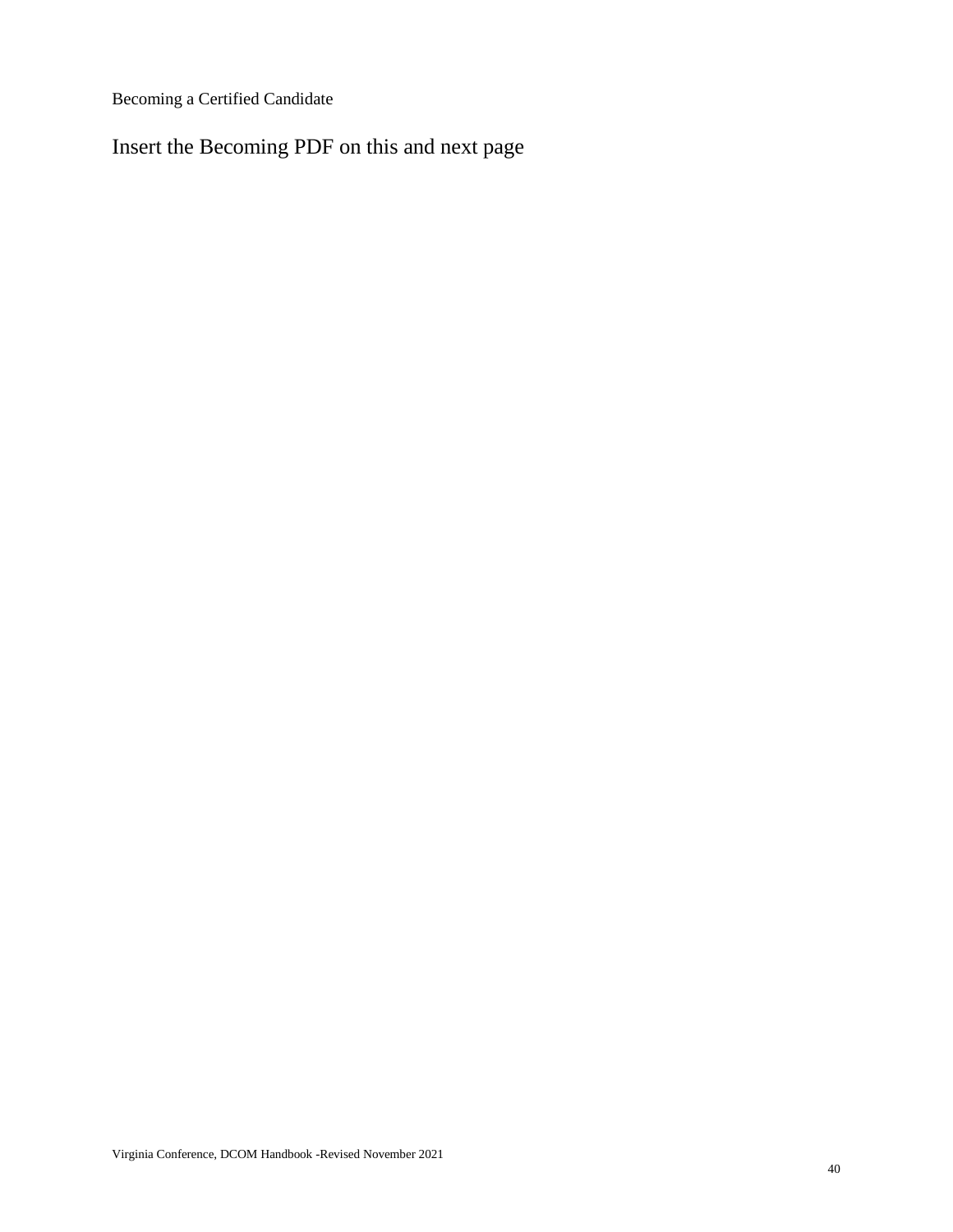Becoming a Certified Candidate

## Insert the Becoming PDF on this and next page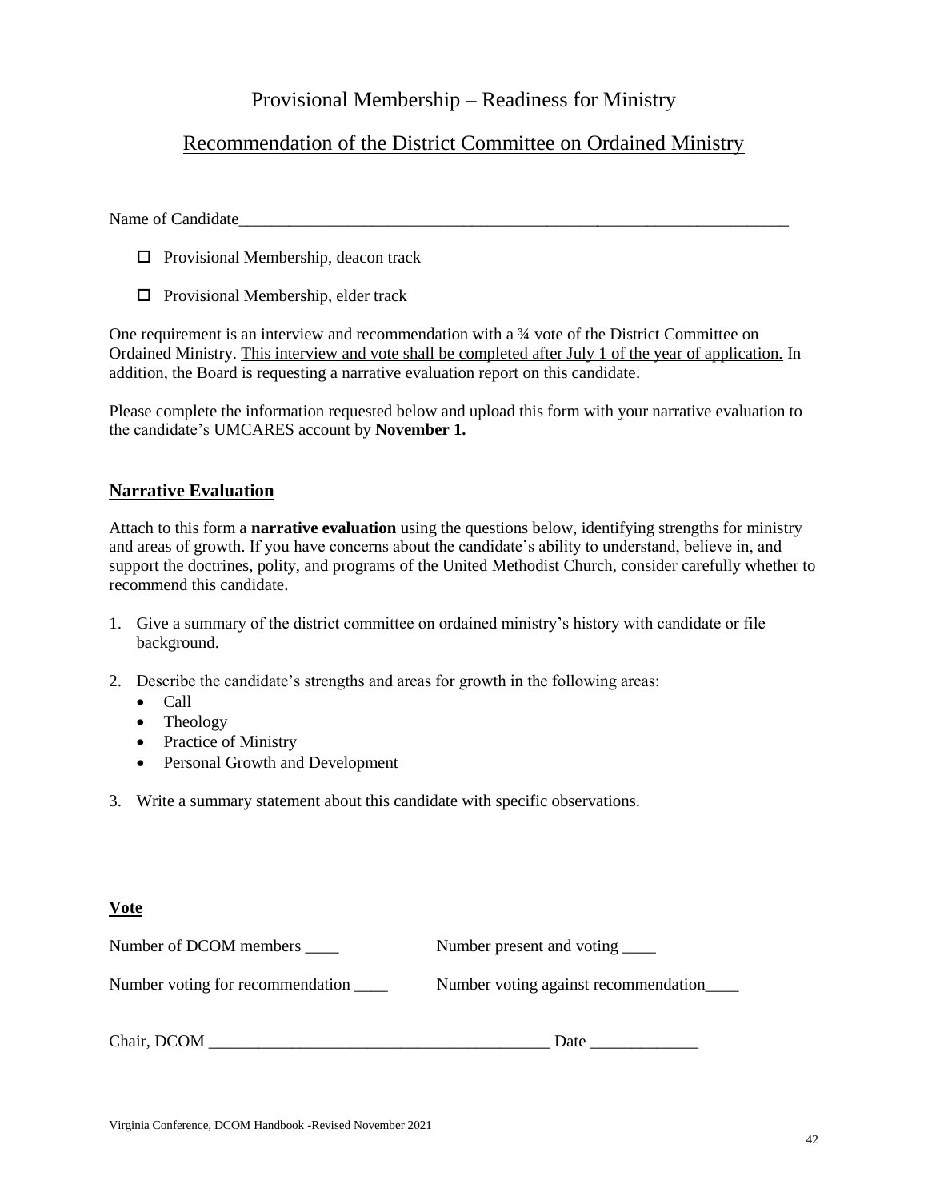# Provisional Membership – Readiness for Ministry

## Recommendation of the District Committee on Ordained Ministry

Name of Candidate_______________________________________________________________________

- ☐ Provisional Membership, deacon track
- ☐ Provisional Membership, elder track

One requirement is an interview and recommendation with a ¾ vote of the District Committee on Ordained Ministry. <u>This interview and vote shall be completed after July 1 of the year of application.</u> In addition, the Board is requesting a narrative evaluation report on this candidate.

Please complete the information requested below and upload this form with your narrative evaluation to the candidate's UMCARES account by **November 1.**

### Narrative Evaluation

Attach to this form a **narrative evaluation** using the questions below, identifying strengths for ministry and areas of growth. If you have concerns about the candidate's ability to understand, believe in, and support the doctrines, polity, and programs of the United Methodist Church, consider carefully whether to recommend this candidate.

1. Give a summary of the district committee on ordained ministry's history with candidate or file background.
2. Describe the candidate's strengths and areas for growth in the following areas:
   - Call
   - Theology
   - Practice of Ministry
   - Personal Growth and Development
3. Write a summary statement about this candidate with specific observations.

### Vote

Number of DCOM members ____ Number present and voting ____

Number voting for recommendation ____ Number voting against recommendation____

Chair, DCOM ________________________________________ Date _____________

Virginia Conference, DCOM Handbook -Revised November 2021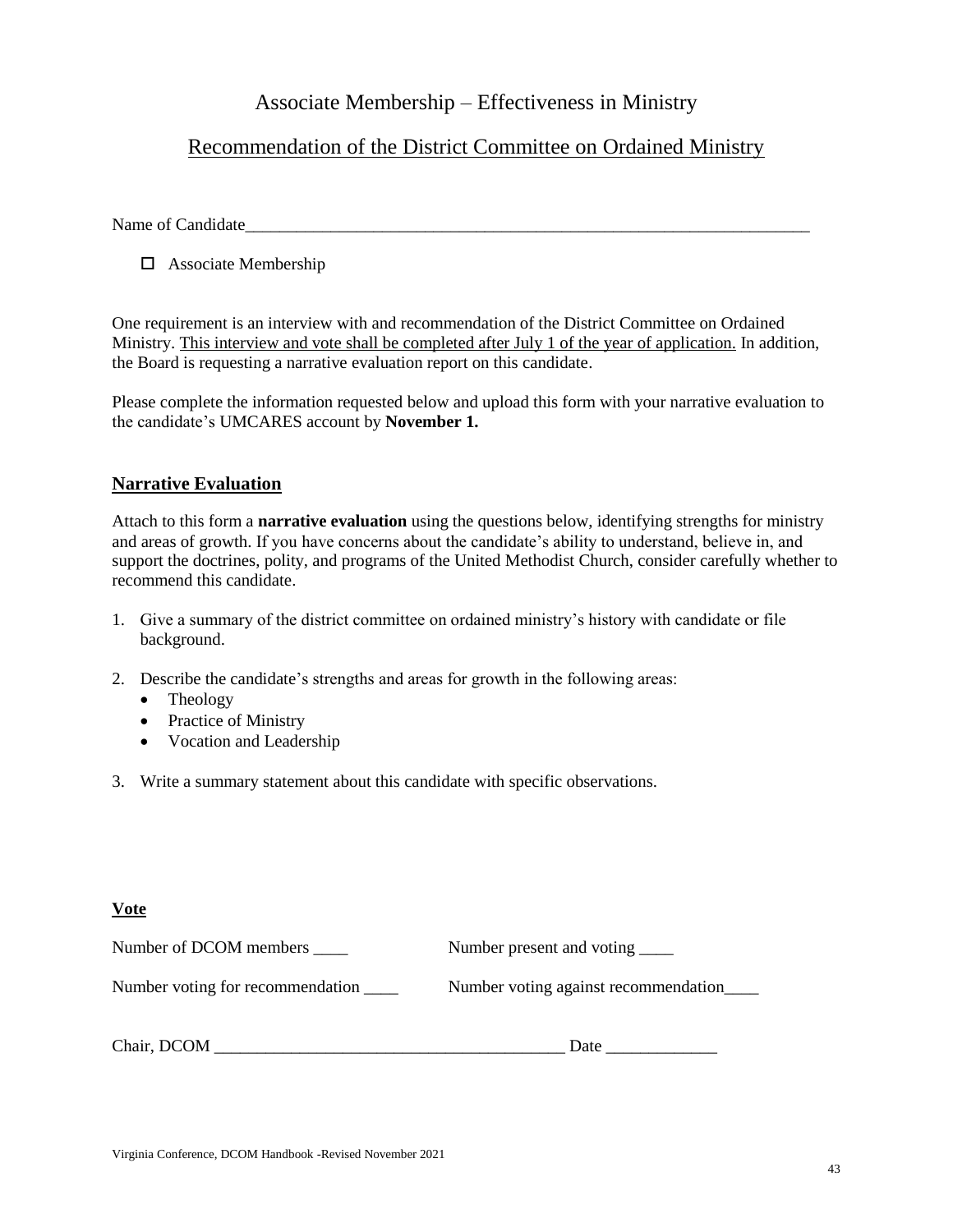# Associate Membership – Effectiveness in Ministry

## Recommendation of the District Committee on Ordained Ministry

Name of Candidate_______________________________________________________________________

☐ Associate Membership

One requirement is an interview with and recommendation of the District Committee on Ordained Ministry. This interview and vote shall be completed after July 1 of the year of application. In addition, the Board is requesting a narrative evaluation report on this candidate.

Please complete the information requested below and upload this form with your narrative evaluation to the candidate's UMCARES account by **November 1.**

### Narrative Evaluation

Attach to this form a **narrative evaluation** using the questions below, identifying strengths for ministry and areas of growth. If you have concerns about the candidate's ability to understand, believe in, and support the doctrines, polity, and programs of the United Methodist Church, consider carefully whether to recommend this candidate.

1. Give a summary of the district committee on ordained ministry's history with candidate or file background.
2. Describe the candidate's strengths and areas for growth in the following areas:
   - Theology
   - Practice of Ministry
   - Vocation and Leadership
3. Write a summary statement about this candidate with specific observations.

### Vote

Number of DCOM members ____ Number present and voting ____

Number voting for recommendation ____ Number voting against recommendation____

Chair, DCOM ________________________________________ Date _____________

Virginia Conference, DCOM Handbook -Revised November 2021